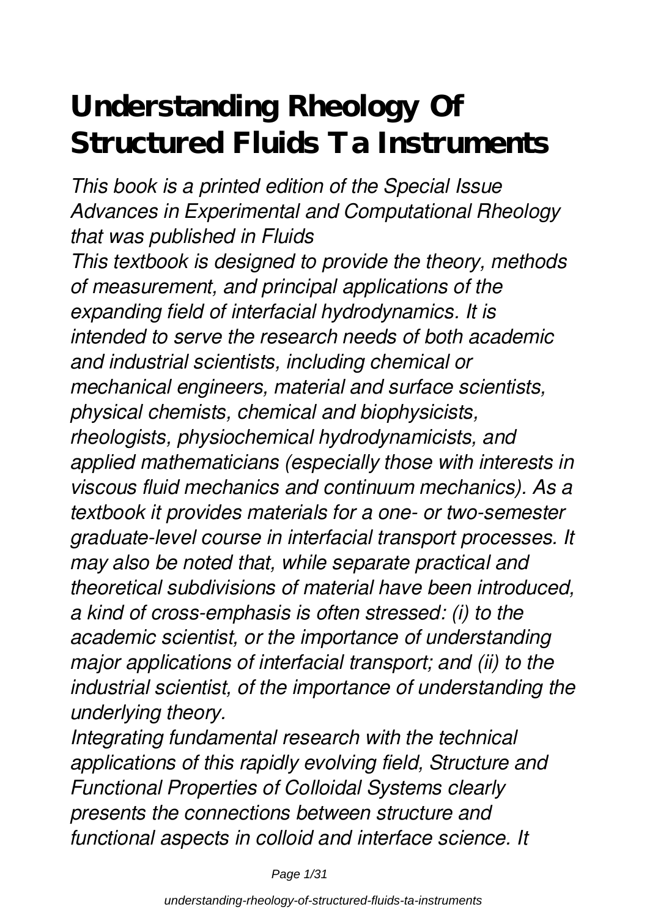# Understanding Rheology Of Structured Fluids Ta Instruments

*This book is a printed edition of the Special Issue Advances in Experimental and Computational Rheology that was published in Fluids*

*This textbook is designed to provide the theory, methods of measurement, and principal applications of the expanding field of interfacial hydrodynamics. It is intended to serve the research needs of both academic and industrial scientists, including chemical or mechanical engineers, material and surface scientists, physical chemists, chemical and biophysicists, rheologists, physiochemical hydrodynamicists, and applied mathematicians (especially those with interests in viscous fluid mechanics and continuum mechanics). As a textbook it provides materials for a one- or two-semester graduate-level course in interfacial transport processes. It may also be noted that, while separate practical and theoretical subdivisions of material have been introduced, a kind of cross-emphasis is often stressed: (i) to the academic scientist, or the importance of understanding major applications of interfacial transport; and (ii) to the industrial scientist, of the importance of understanding the underlying theory.*

*Integrating fundamental research with the technical applications of this rapidly evolving field, Structure and Functional Properties of Colloidal Systems clearly presents the connections between structure and functional aspects in colloid and interface science. It*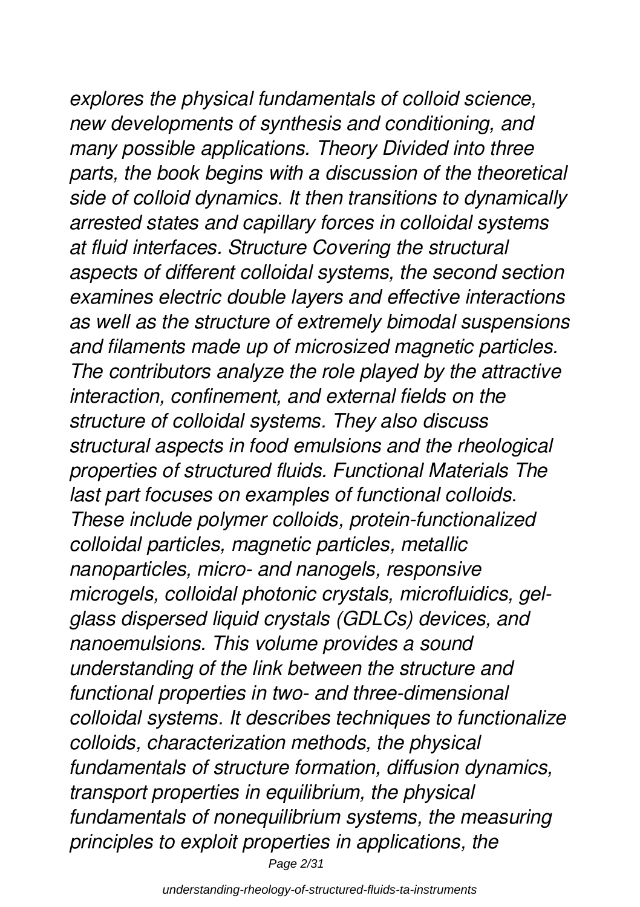*explores the physical fundamentals of colloid science, new developments of synthesis and conditioning, and many possible applications. Theory Divided into three parts, the book begins with a discussion of the theoretical side of colloid dynamics. It then transitions to dynamically arrested states and capillary forces in colloidal systems at fluid interfaces. Structure Covering the structural aspects of different colloidal systems, the second section examines electric double layers and effective interactions as well as the structure of extremely bimodal suspensions and filaments made up of microsized magnetic particles. The contributors analyze the role played by the attractive interaction, confinement, and external fields on the structure of colloidal systems. They also discuss structural aspects in food emulsions and the rheological properties of structured fluids. Functional Materials The last part focuses on examples of functional colloids. These include polymer colloids, protein-functionalized colloidal particles, magnetic particles, metallic nanoparticles, micro- and nanogels, responsive microgels, colloidal photonic crystals, microfluidics, gel-glass dispersed liquid crystals (GDLCs) devices, and nanoemulsions. This volume provides a sound understanding of the link between the structure and functional properties in two- and three-dimensional colloidal systems. It describes techniques to functionalize colloids, characterization methods, the physical fundamentals of structure formation, diffusion dynamics, transport properties in equilibrium, the physical fundamentals of nonequilibrium systems, the measuring principles to exploit properties in applications, the*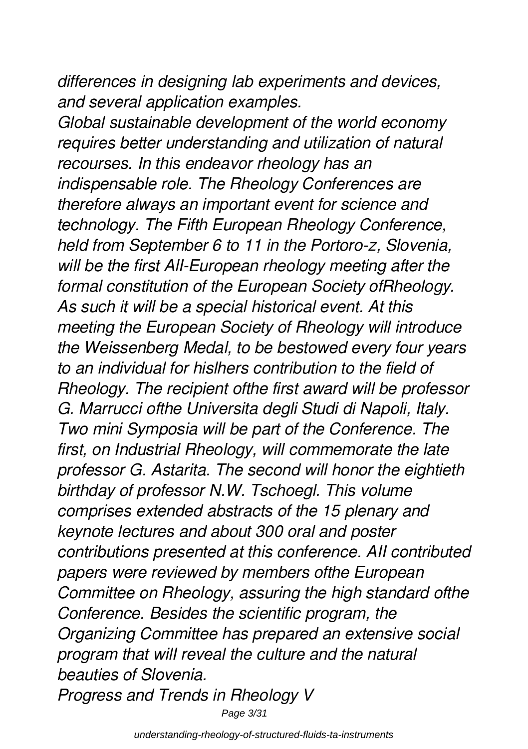*differences in designing lab experiments and devices, and several application examples.*

*Global sustainable development of the world economy requires better understanding and utilization of natural recourses. In this endeavor rheology has an indispensable role. The Rheology Conferences are therefore always an important event for science and technology. The Fifth European Rheology Conference, held from September 6 to 11 in the Portoro-z, Slovenia, will be the first AII-European rheology meeting after the formal constitution of the European Society ofRheology. As such it will be a special historical event. At this meeting the European Society of Rheology will introduce the Weissenberg Medal, to be bestowed every four years to an individual for hislhers contribution to the field of Rheology. The recipient ofthe first award will be professor G. Marrucci ofthe Universita degli Studi di Napoli, Italy. Two mini Symposia will be part of the Conference. The first, on Industrial Rheology, will commemorate the late professor G. Astarita. The second will honor the eightieth birthday of professor N.W. Tschoegl. This volume comprises extended abstracts of the 15 plenary and keynote lectures and about 300 oral and poster contributions presented at this conference. AII contributed papers were reviewed by members ofthe European Committee on Rheology, assuring the high standard ofthe Conference. Besides the scientific program, the Organizing Committee has prepared an extensive social program that will reveal the culture and the natural beauties of Slovenia.*

*Progress and Trends in Rheology V*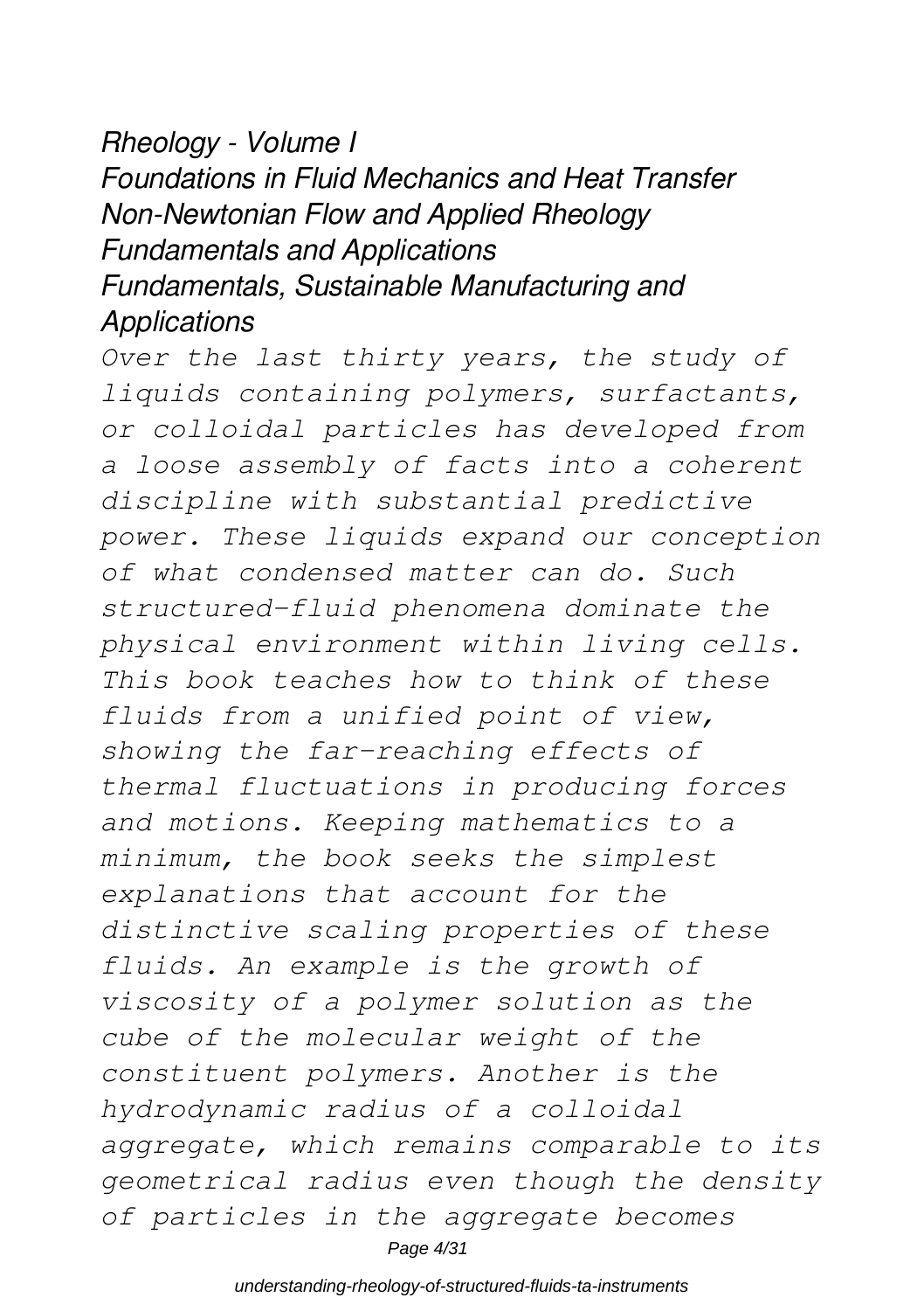*Rheology - Volume I*
*Foundations in Fluid Mechanics and Heat Transfer*
*Non-Newtonian Flow and Applied Rheology*
*Fundamentals and Applications*
*Fundamentals, Sustainable Manufacturing and Applications*

*Over the last thirty years, the study of liquids containing polymers, surfactants, or colloidal particles has developed from a loose assembly of facts into a coherent discipline with substantial predictive power. These liquids expand our conception of what condensed matter can do. Such structured-fluid phenomena dominate the physical environment within living cells. This book teaches how to think of these fluids from a unified point of view, showing the far-reaching effects of thermal fluctuations in producing forces and motions. Keeping mathematics to a minimum, the book seeks the simplest explanations that account for the distinctive scaling properties of these fluids. An example is the growth of viscosity of a polymer solution as the cube of the molecular weight of the constituent polymers. Another is the hydrodynamic radius of a colloidal aggregate, which remains comparable to its geometrical radius even though the density of particles in the aggregate becomes*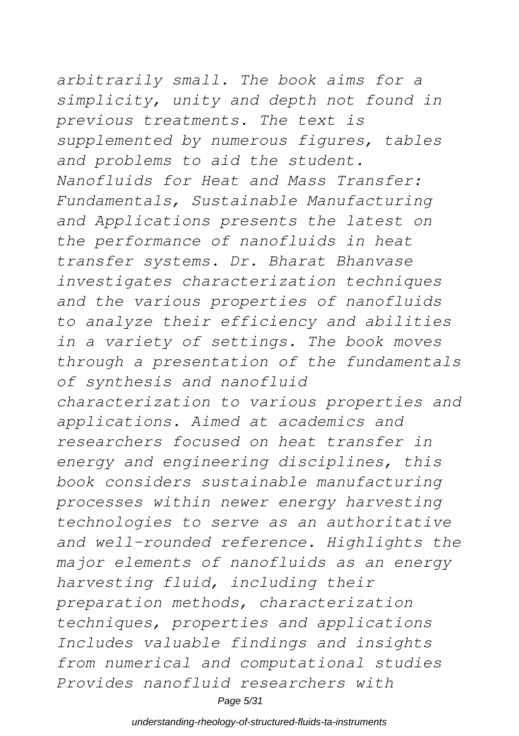*arbitrarily small. The book aims for a simplicity, unity and depth not found in previous treatments. The text is supplemented by numerous figures, tables and problems to aid the student. Nanofluids for Heat and Mass Transfer: Fundamentals, Sustainable Manufacturing and Applications presents the latest on the performance of nanofluids in heat transfer systems. Dr. Bharat Bhanvase investigates characterization techniques and the various properties of nanofluids to analyze their efficiency and abilities in a variety of settings. The book moves through a presentation of the fundamentals of synthesis and nanofluid characterization to various properties and applications. Aimed at academics and researchers focused on heat transfer in energy and engineering disciplines, this book considers sustainable manufacturing processes within newer energy harvesting technologies to serve as an authoritative and well-rounded reference. Highlights the major elements of nanofluids as an energy harvesting fluid, including their preparation methods, characterization techniques, properties and applications Includes valuable findings and insights from numerical and computational studies Provides nanofluid researchers with*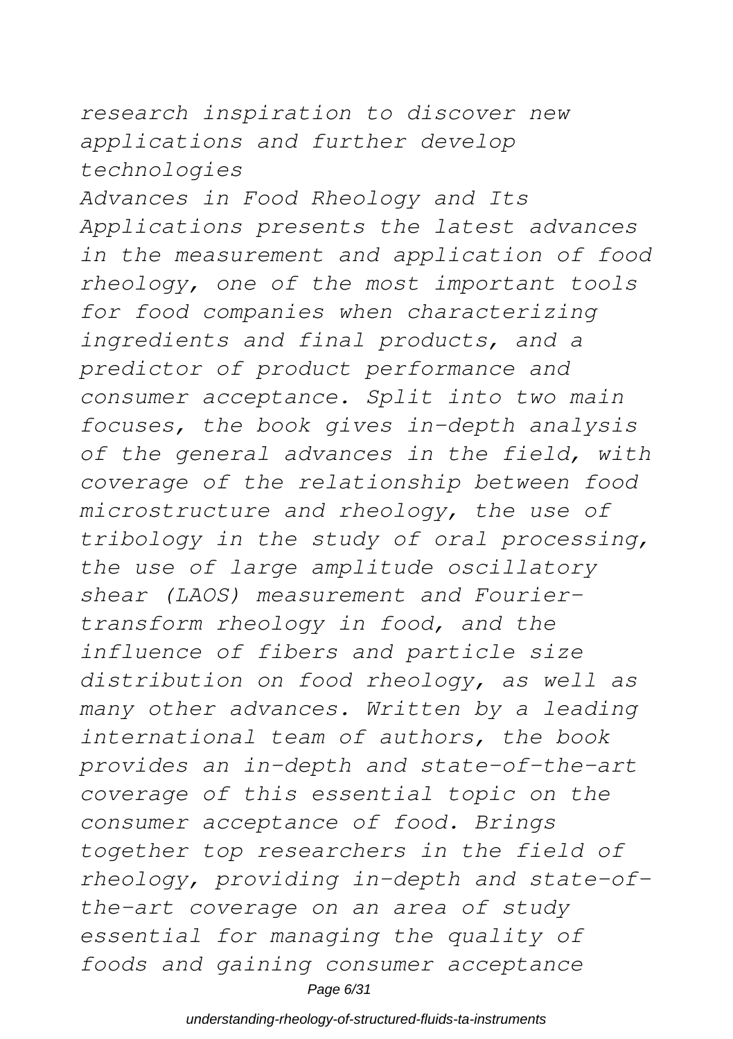*research inspiration to discover new applications and further develop technologies*

*Advances in Food Rheology and Its Applications presents the latest advances in the measurement and application of food rheology, one of the most important tools for food companies when characterizing ingredients and final products, and a predictor of product performance and consumer acceptance. Split into two main focuses, the book gives in-depth analysis of the general advances in the field, with coverage of the relationship between food microstructure and rheology, the use of tribology in the study of oral processing, the use of large amplitude oscillatory shear (LAOS) measurement and Fourier-transform rheology in food, and the influence of fibers and particle size distribution on food rheology, as well as many other advances. Written by a leading international team of authors, the book provides an in-depth and state-of-the-art coverage of this essential topic on the consumer acceptance of food. Brings together top researchers in the field of rheology, providing in-depth and state-of-the-art coverage on an area of study essential for managing the quality of foods and gaining consumer acceptance*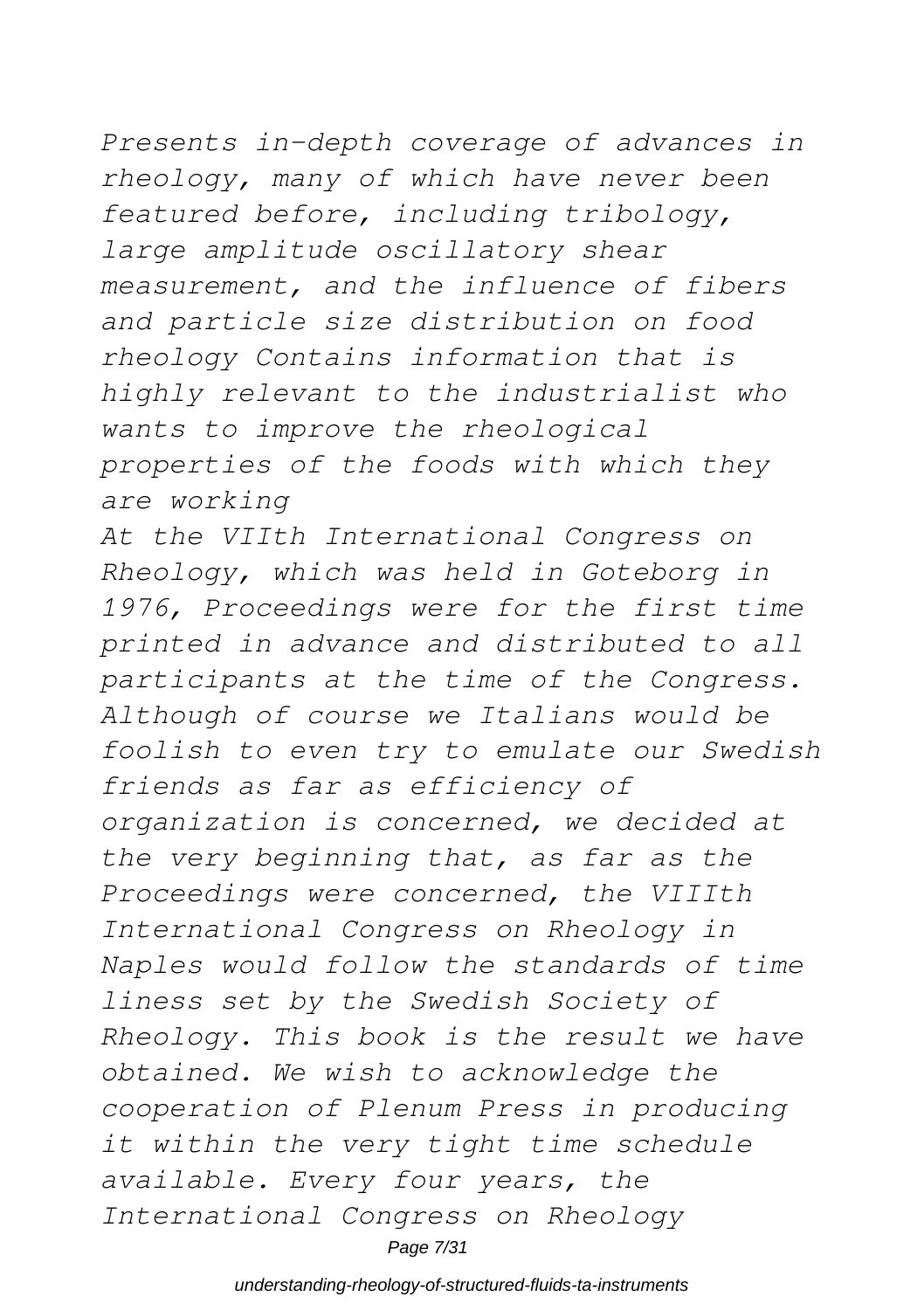*Presents in-depth coverage of advances in rheology, many of which have never been featured before, including tribology, large amplitude oscillatory shear measurement, and the influence of fibers and particle size distribution on food rheology Contains information that is highly relevant to the industrialist who wants to improve the rheological properties of the foods with which they are working*

*At the VIIth International Congress on Rheology, which was held in Goteborg in 1976, Proceedings were for the first time printed in advance and distributed to all participants at the time of the Congress. Although of course we Italians would be foolish to even try to emulate our Swedish friends as far as efficiency of organization is concerned, we decided at the very beginning that, as far as the Proceedings were concerned, the VIIIth International Congress on Rheology in Naples would follow the standards of time liness set by the Swedish Society of Rheology. This book is the result we have obtained. We wish to acknowledge the cooperation of Plenum Press in producing it within the very tight time schedule available. Every four years, the International Congress on Rheology*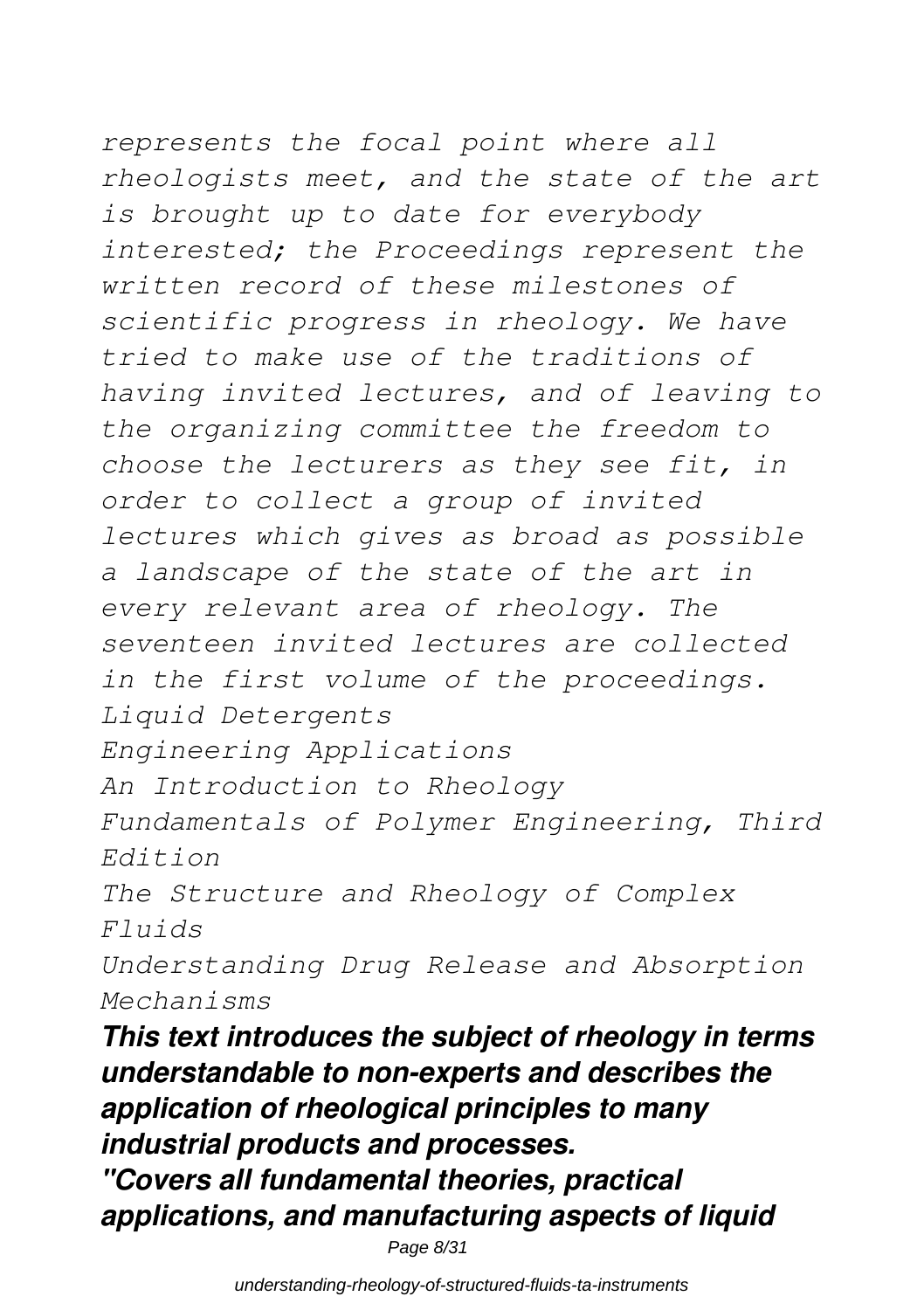*represents the focal point where all rheologists meet, and the state of the art is brought up to date for everybody interested; the Proceedings represent the written record of these milestones of scientific progress in rheology. We have tried to make use of the traditions of having invited lectures, and of leaving to the organizing committee the freedom to choose the lecturers as they see fit, in order to collect a group of invited lectures which gives as broad as possible a landscape of the state of the art in every relevant area of rheology. The seventeen invited lectures are collected in the first volume of the proceedings.*

*Liquid Detergents*

*Engineering Applications*

*An Introduction to Rheology*

*Fundamentals of Polymer Engineering, Third Edition*

*The Structure and Rheology of Complex Fluids*

*Understanding Drug Release and Absorption Mechanisms*

***This text introduces the subject of rheology in terms understandable to non-experts and describes the application of rheological principles to many industrial products and processes.***

***"Covers all fundamental theories, practical applications, and manufacturing aspects of liquid***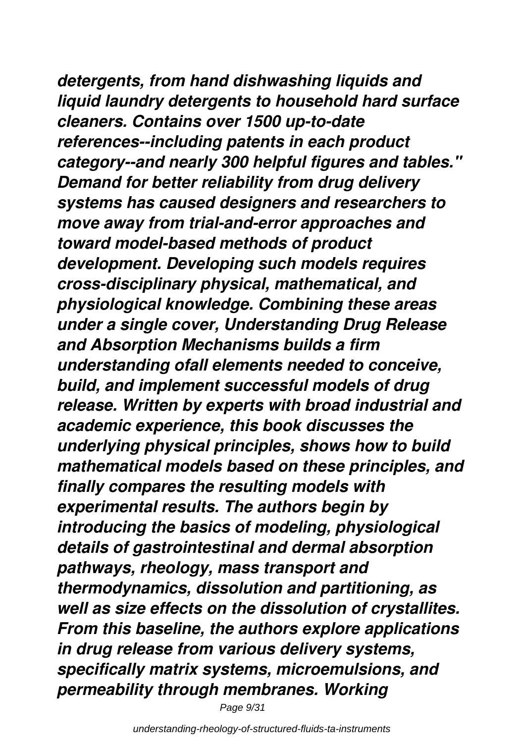*detergents, from hand dishwashing liquids and liquid laundry detergents to household hard surface cleaners. Contains over 1500 up-to-date references--including patents in each product category--and nearly 300 helpful figures and tables." Demand for better reliability from drug delivery systems has caused designers and researchers to move away from trial-and-error approaches and toward model-based methods of product development. Developing such models requires cross-disciplinary physical, mathematical, and physiological knowledge. Combining these areas under a single cover, Understanding Drug Release and Absorption Mechanisms builds a firm understanding ofall elements needed to conceive, build, and implement successful models of drug release. Written by experts with broad industrial and academic experience, this book discusses the underlying physical principles, shows how to build mathematical models based on these principles, and finally compares the resulting models with experimental results. The authors begin by introducing the basics of modeling, physiological details of gastrointestinal and dermal absorption pathways, rheology, mass transport and thermodynamics, dissolution and partitioning, as well as size effects on the dissolution of crystallites. From this baseline, the authors explore applications in drug release from various delivery systems, specifically matrix systems, microemulsions, and permeability through membranes. Working*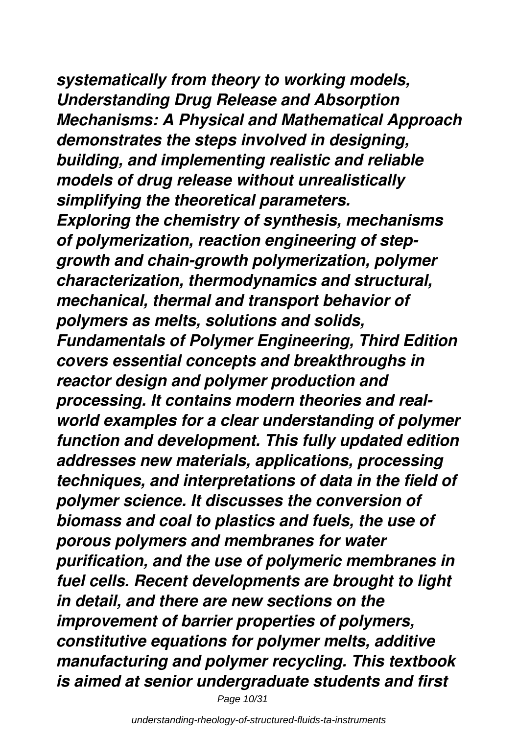*systematically from theory to working models, Understanding Drug Release and Absorption Mechanisms: A Physical and Mathematical Approach demonstrates the steps involved in designing, building, and implementing realistic and reliable models of drug release without unrealistically simplifying the theoretical parameters.*

*Exploring the chemistry of synthesis, mechanisms of polymerization, reaction engineering of step-growth and chain-growth polymerization, polymer characterization, thermodynamics and structural, mechanical, thermal and transport behavior of polymers as melts, solutions and solids, Fundamentals of Polymer Engineering, Third Edition covers essential concepts and breakthroughs in reactor design and polymer production and processing. It contains modern theories and real-world examples for a clear understanding of polymer function and development. This fully updated edition addresses new materials, applications, processing techniques, and interpretations of data in the field of polymer science. It discusses the conversion of biomass and coal to plastics and fuels, the use of porous polymers and membranes for water purification, and the use of polymeric membranes in fuel cells. Recent developments are brought to light in detail, and there are new sections on the improvement of barrier properties of polymers, constitutive equations for polymer melts, additive manufacturing and polymer recycling. This textbook is aimed at senior undergraduate students and first*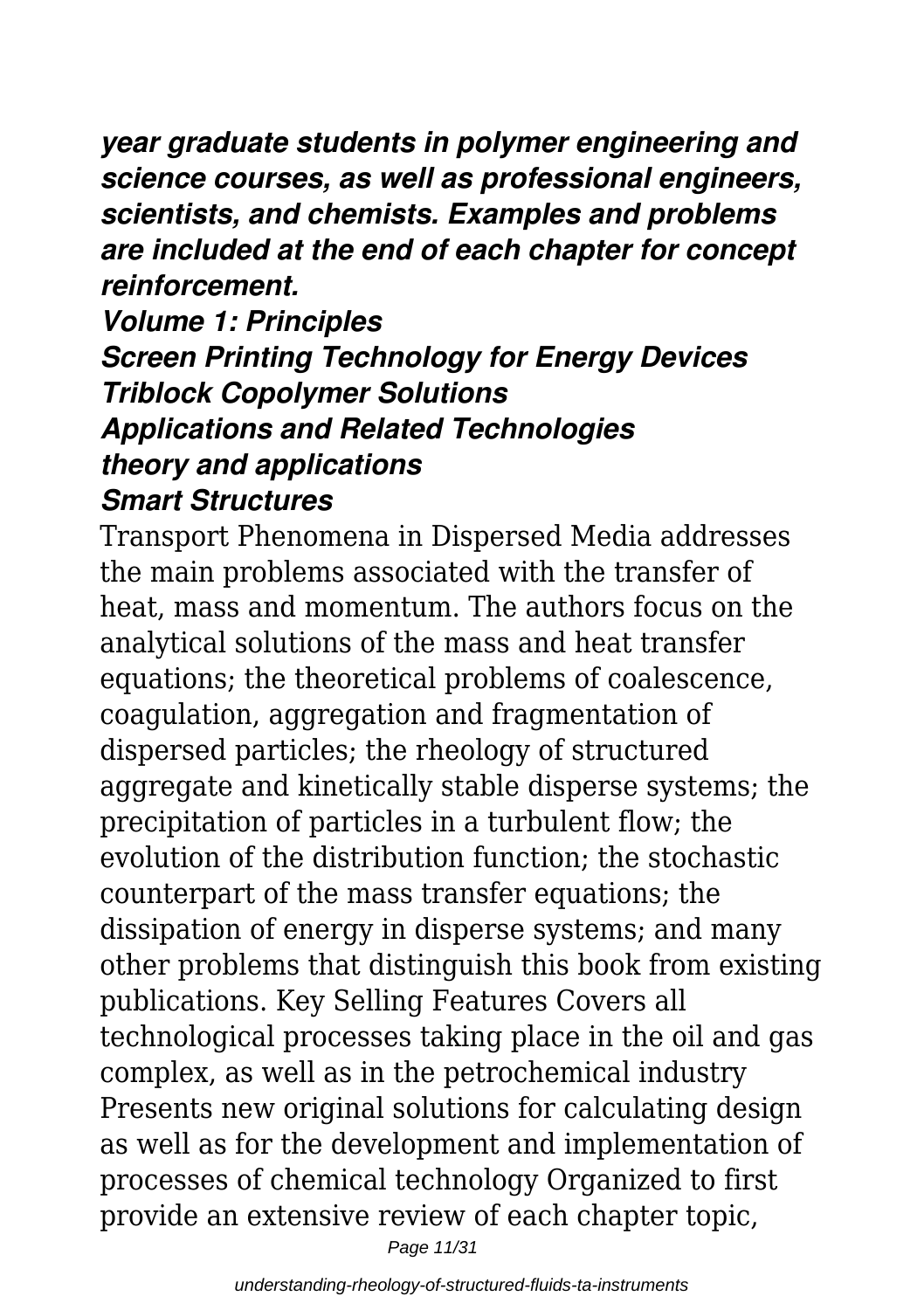*year graduate students in polymer engineering and science courses, as well as professional engineers, scientists, and chemists. Examples and problems are included at the end of each chapter for concept reinforcement.*

***Volume 1: Principles***

***Screen Printing Technology for Energy Devices***

***Triblock Copolymer Solutions***

***Applications and Related Technologies***

***theory and applications***

***Smart Structures***

Transport Phenomena in Dispersed Media addresses the main problems associated with the transfer of heat, mass and momentum. The authors focus on the analytical solutions of the mass and heat transfer equations; the theoretical problems of coalescence, coagulation, aggregation and fragmentation of dispersed particles; the rheology of structured aggregate and kinetically stable disperse systems; the precipitation of particles in a turbulent flow; the evolution of the distribution function; the stochastic counterpart of the mass transfer equations; the dissipation of energy in disperse systems; and many other problems that distinguish this book from existing publications. Key Selling Features Covers all technological processes taking place in the oil and gas complex, as well as in the petrochemical industry Presents new original solutions for calculating design as well as for the development and implementation of processes of chemical technology Organized to first provide an extensive review of each chapter topic,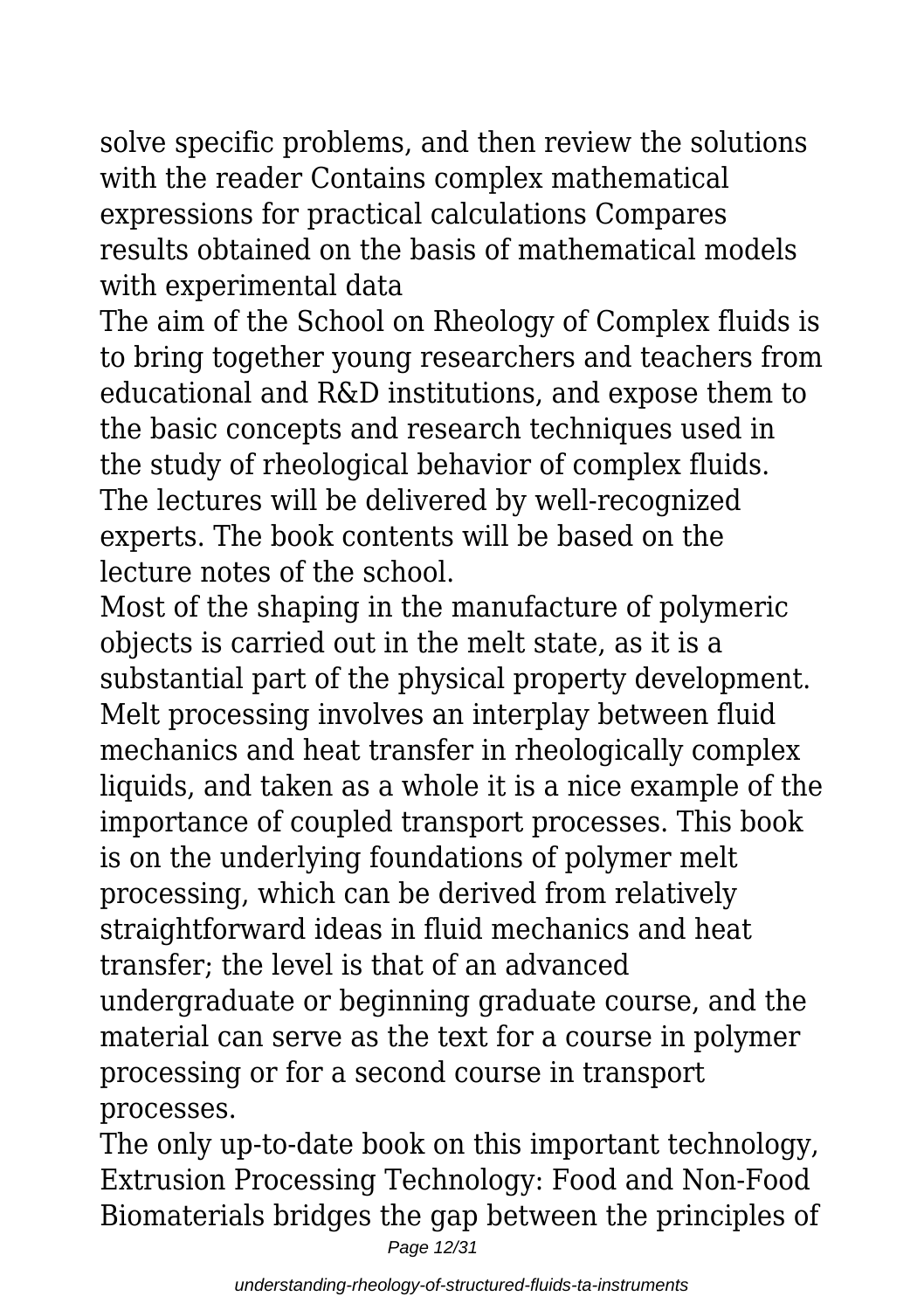solve specific problems, and then review the solutions with the reader Contains complex mathematical expressions for practical calculations Compares results obtained on the basis of mathematical models with experimental data

The aim of the School on Rheology of Complex fluids is to bring together young researchers and teachers from educational and R&D institutions, and expose them to the basic concepts and research techniques used in the study of rheological behavior of complex fluids. The lectures will be delivered by well-recognized experts. The book contents will be based on the lecture notes of the school.

Most of the shaping in the manufacture of polymeric objects is carried out in the melt state, as it is a substantial part of the physical property development. Melt processing involves an interplay between fluid mechanics and heat transfer in rheologically complex liquids, and taken as a whole it is a nice example of the importance of coupled transport processes. This book is on the underlying foundations of polymer melt processing, which can be derived from relatively straightforward ideas in fluid mechanics and heat transfer; the level is that of an advanced undergraduate or beginning graduate course, and the material can serve as the text for a course in polymer processing or for a second course in transport processes.

The only up-to-date book on this important technology, Extrusion Processing Technology: Food and Non-Food Biomaterials bridges the gap between the principles of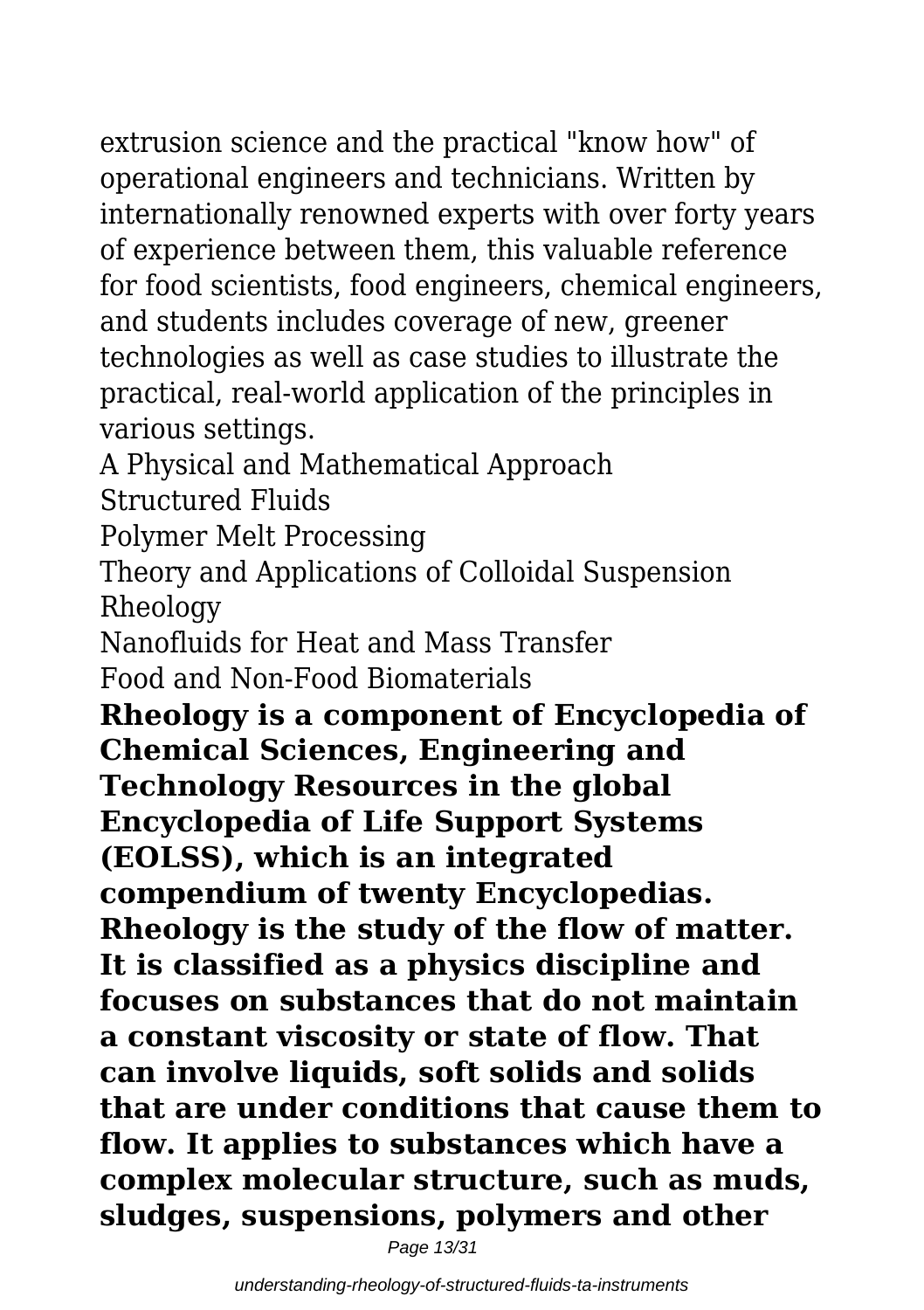extrusion science and the practical "know how" of operational engineers and technicians. Written by internationally renowned experts with over forty years of experience between them, this valuable reference for food scientists, food engineers, chemical engineers, and students includes coverage of new, greener technologies as well as case studies to illustrate the practical, real-world application of the principles in various settings.

A Physical and Mathematical Approach

Structured Fluids

Polymer Melt Processing

Theory and Applications of Colloidal Suspension Rheology

Nanofluids for Heat and Mass Transfer

Food and Non-Food Biomaterials

**Rheology is a component of Encyclopedia of Chemical Sciences, Engineering and Technology Resources in the global Encyclopedia of Life Support Systems (EOLSS), which is an integrated compendium of twenty Encyclopedias. Rheology is the study of the flow of matter. It is classified as a physics discipline and focuses on substances that do not maintain a constant viscosity or state of flow. That can involve liquids, soft solids and solids that are under conditions that cause them to flow. It applies to substances which have a complex molecular structure, such as muds, sludges, suspensions, polymers and other**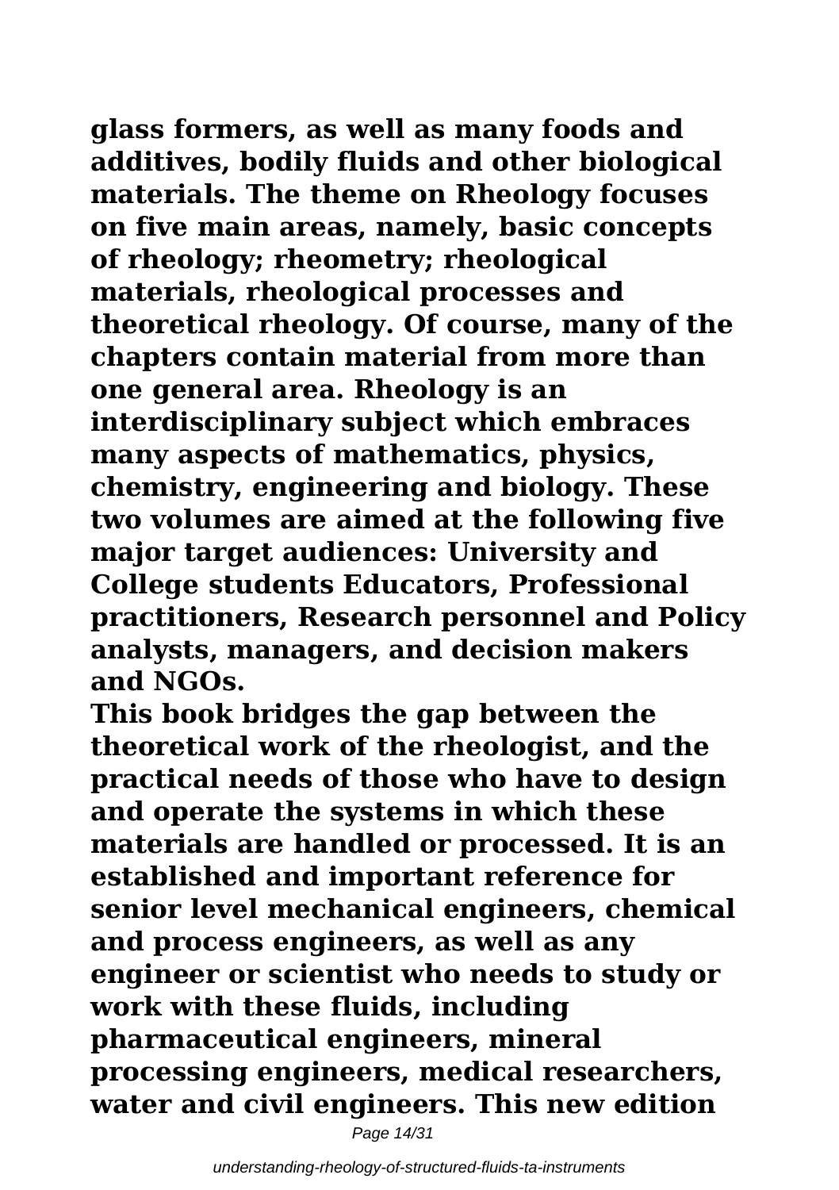**glass formers, as well as many foods and additives, bodily fluids and other biological materials. The theme on Rheology focuses on five main areas, namely, basic concepts of rheology; rheometry; rheological materials, rheological processes and theoretical rheology. Of course, many of the chapters contain material from more than one general area. Rheology is an interdisciplinary subject which embraces many aspects of mathematics, physics, chemistry, engineering and biology. These two volumes are aimed at the following five major target audiences: University and College students Educators, Professional practitioners, Research personnel and Policy analysts, managers, and decision makers and NGOs.**

**This book bridges the gap between the theoretical work of the rheologist, and the practical needs of those who have to design and operate the systems in which these materials are handled or processed. It is an established and important reference for senior level mechanical engineers, chemical and process engineers, as well as any engineer or scientist who needs to study or work with these fluids, including pharmaceutical engineers, mineral processing engineers, medical researchers, water and civil engineers. This new edition**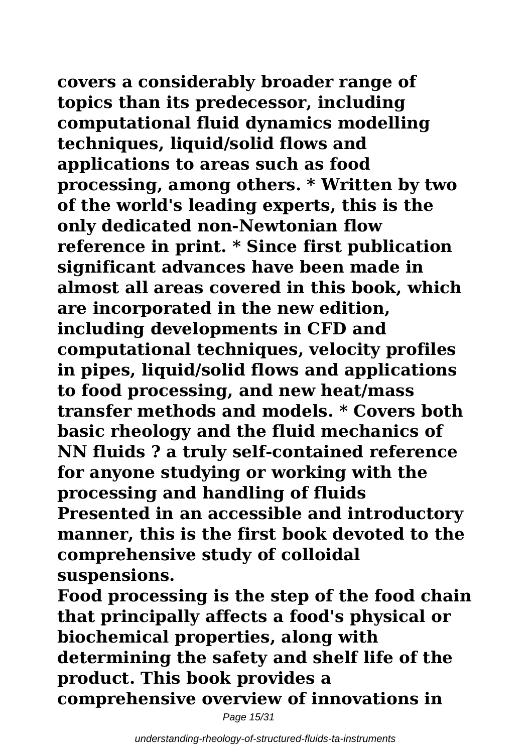**covers a considerably broader range of topics than its predecessor, including computational fluid dynamics modelling techniques, liquid/solid flows and applications to areas such as food processing, among others. * Written by two of the world's leading experts, this is the only dedicated non-Newtonian flow reference in print. * Since first publication significant advances have been made in almost all areas covered in this book, which are incorporated in the new edition, including developments in CFD and computational techniques, velocity profiles in pipes, liquid/solid flows and applications to food processing, and new heat/mass transfer methods and models. * Covers both basic rheology and the fluid mechanics of NN fluids ? a truly self-contained reference for anyone studying or working with the processing and handling of fluids**

**Presented in an accessible and introductory manner, this is the first book devoted to the comprehensive study of colloidal suspensions.**

**Food processing is the step of the food chain that principally affects a food's physical or biochemical properties, along with determining the safety and shelf life of the product. This book provides a comprehensive overview of innovations in**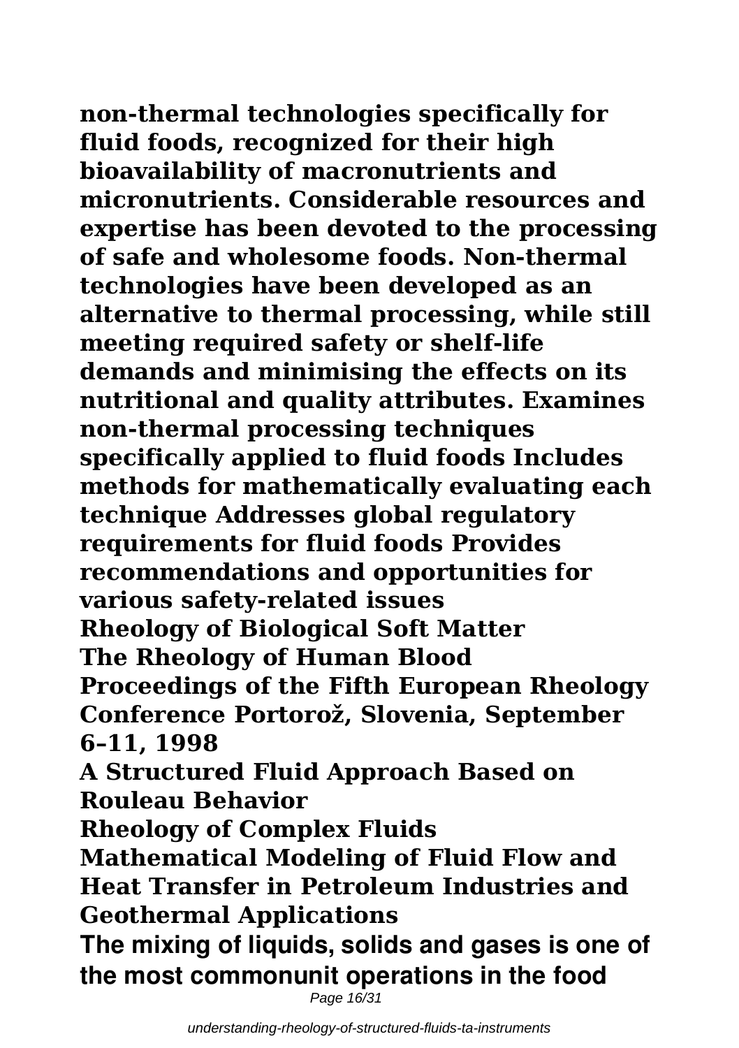**non-thermal technologies specifically for fluid foods, recognized for their high bioavailability of macronutrients and micronutrients. Considerable resources and expertise has been devoted to the processing of safe and wholesome foods. Non-thermal technologies have been developed as an alternative to thermal processing, while still meeting required safety or shelf-life demands and minimising the effects on its nutritional and quality attributes. Examines non-thermal processing techniques specifically applied to fluid foods Includes methods for mathematically evaluating each technique Addresses global regulatory requirements for fluid foods Provides recommendations and opportunities for various safety-related issues**

**Rheology of Biological Soft Matter**

**The Rheology of Human Blood**

**Proceedings of the Fifth European Rheology Conference Portorož, Slovenia, September 6–11, 1998**

**A Structured Fluid Approach Based on Rouleau Behavior**

**Rheology of Complex Fluids**

**Mathematical Modeling of Fluid Flow and Heat Transfer in Petroleum Industries and Geothermal Applications**

**The mixing of liquids, solids and gases is one of the most commonunit operations in the food**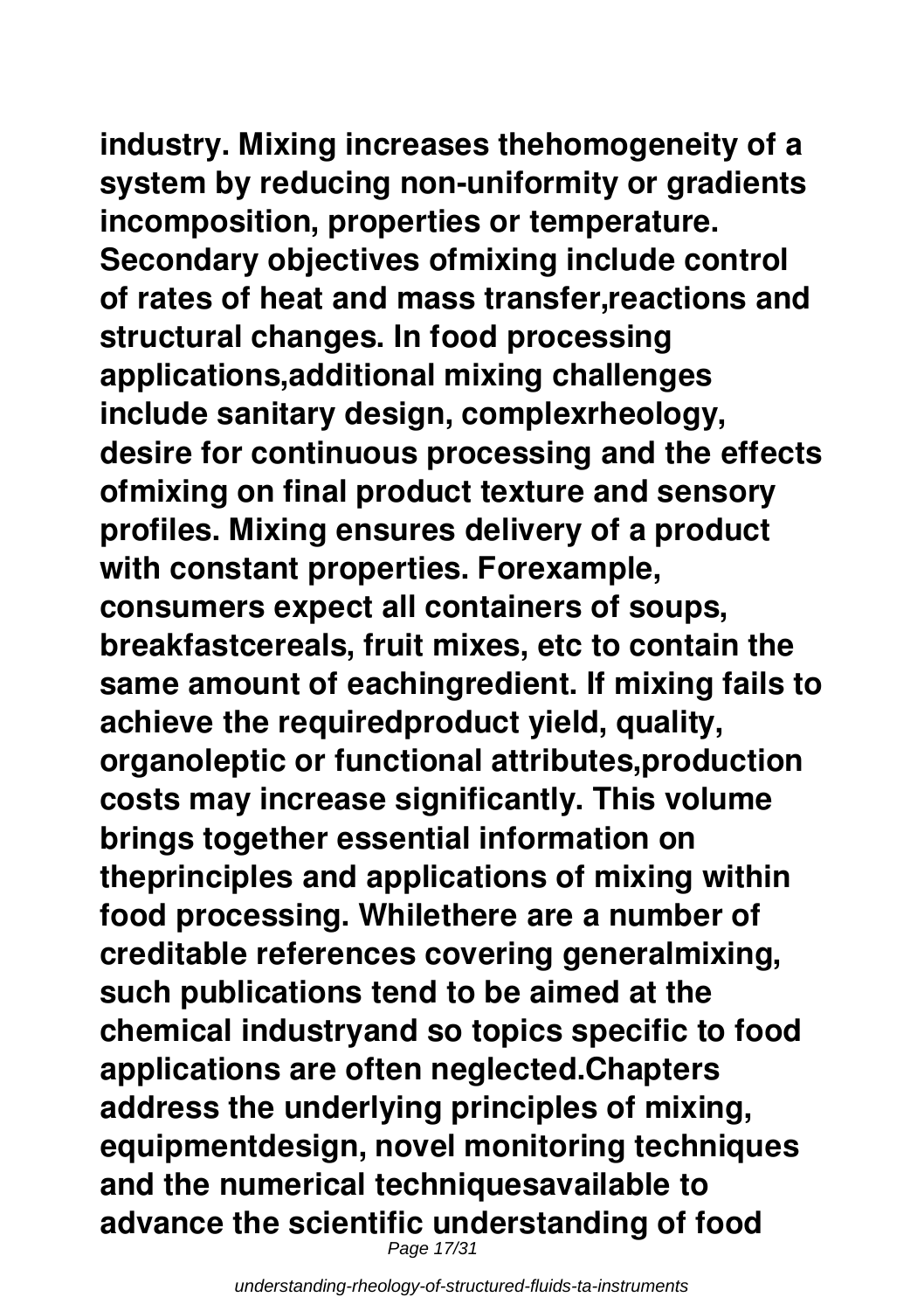**industry. Mixing increases thehomogeneity of a system by reducing non-uniformity or gradients incomposition, properties or temperature. Secondary objectives ofmixing include control of rates of heat and mass transfer,reactions and structural changes. In food processing applications,additional mixing challenges include sanitary design, complexrheology, desire for continuous processing and the effects ofmixing on final product texture and sensory profiles. Mixing ensures delivery of a product with constant properties. Forexample, consumers expect all containers of soups, breakfastcereals, fruit mixes, etc to contain the same amount of eachingredient. If mixing fails to achieve the requiredproduct yield, quality, organoleptic or functional attributes,production costs may increase significantly. This volume brings together essential information on theprinciples and applications of mixing within food processing. Whilethere are a number of creditable references covering generalmixing, such publications tend to be aimed at the chemical industryand so topics specific to food applications are often neglected.Chapters address the underlying principles of mixing, equipmentdesign, novel monitoring techniques and the numerical techniquesavailable to advance the scientific understanding of food**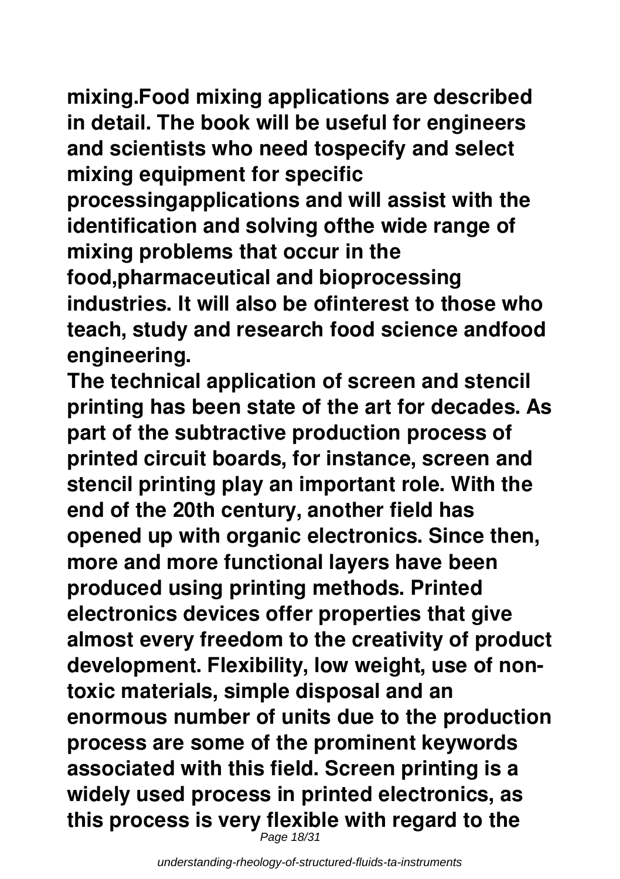**mixing.Food mixing applications are described in detail. The book will be useful for engineers and scientists who need tospecify and select mixing equipment for specific processingapplications and will assist with the identification and solving ofthe wide range of mixing problems that occur in the food,pharmaceutical and bioprocessing industries. It will also be ofinterest to those who teach, study and research food science andfood engineering.**

**The technical application of screen and stencil printing has been state of the art for decades. As part of the subtractive production process of printed circuit boards, for instance, screen and stencil printing play an important role. With the end of the 20th century, another field has opened up with organic electronics. Since then, more and more functional layers have been produced using printing methods. Printed electronics devices offer properties that give almost every freedom to the creativity of product development. Flexibility, low weight, use of non-toxic materials, simple disposal and an enormous number of units due to the production process are some of the prominent keywords associated with this field. Screen printing is a widely used process in printed electronics, as this process is very flexible with regard to the**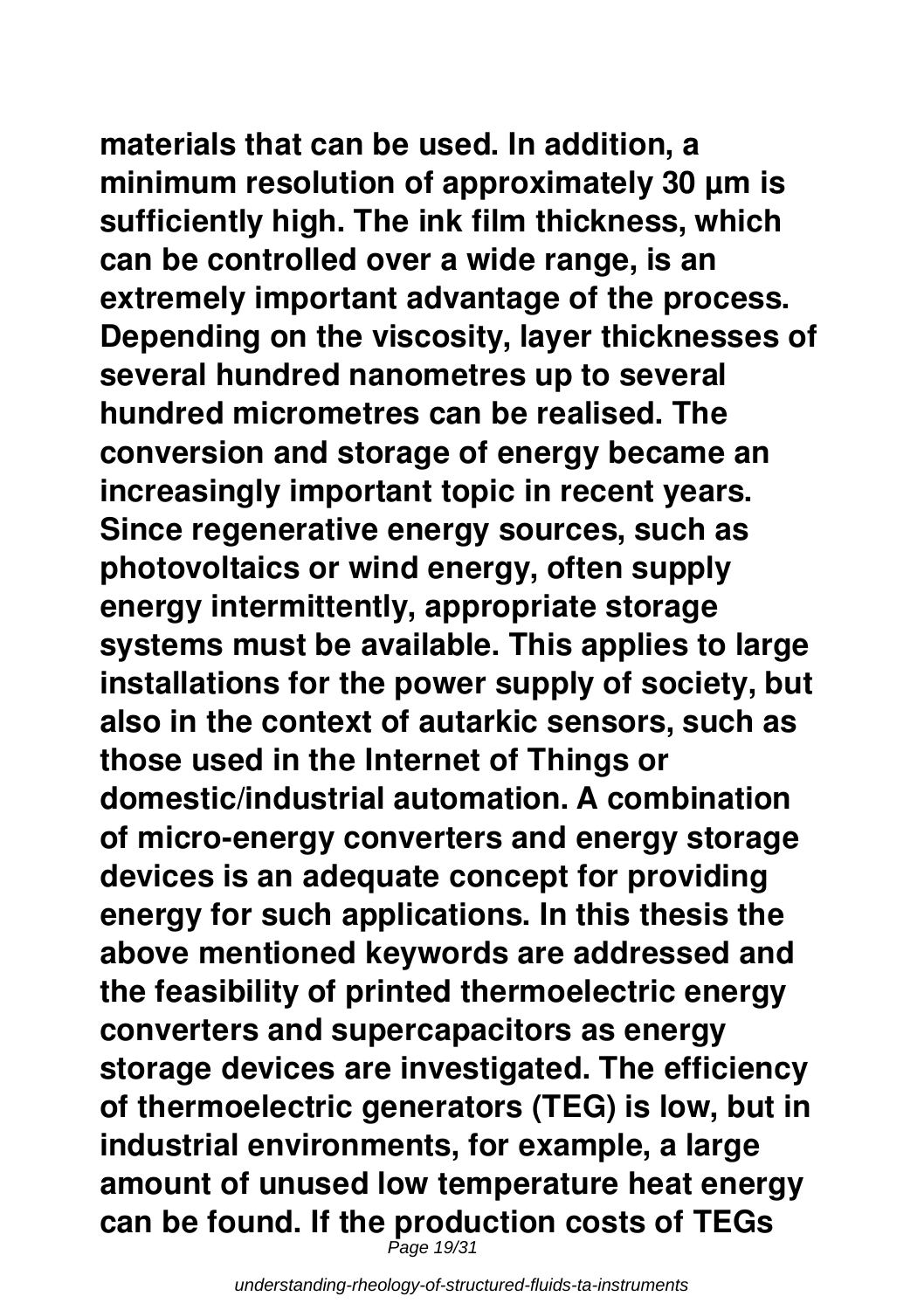**materials that can be used. In addition, a minimum resolution of approximately 30 µm is sufficiently high. The ink film thickness, which can be controlled over a wide range, is an extremely important advantage of the process. Depending on the viscosity, layer thicknesses of several hundred nanometres up to several hundred micrometres can be realised. The conversion and storage of energy became an increasingly important topic in recent years. Since regenerative energy sources, such as photovoltaics or wind energy, often supply energy intermittently, appropriate storage systems must be available. This applies to large installations for the power supply of society, but also in the context of autarkic sensors, such as those used in the Internet of Things or domestic/industrial automation. A combination of micro-energy converters and energy storage devices is an adequate concept for providing energy for such applications. In this thesis the above mentioned keywords are addressed and the feasibility of printed thermoelectric energy converters and supercapacitors as energy storage devices are investigated. The efficiency of thermoelectric generators (TEG) is low, but in industrial environments, for example, a large amount of unused low temperature heat energy can be found. If the production costs of TEGs**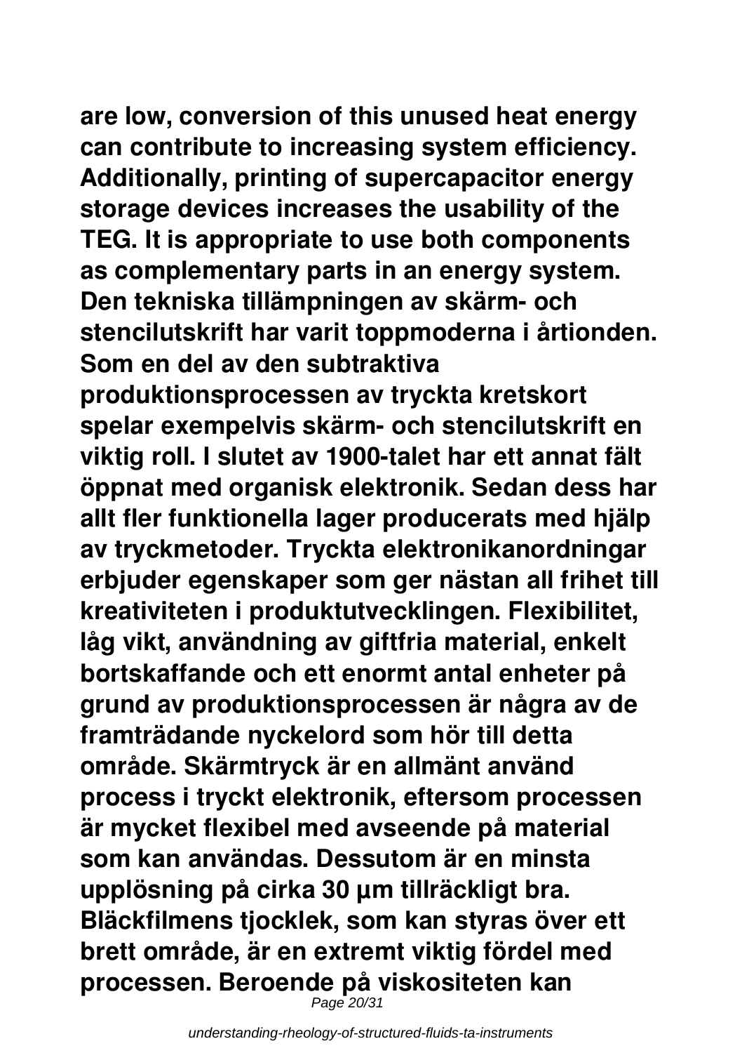**are low, conversion of this unused heat energy can contribute to increasing system efficiency. Additionally, printing of supercapacitor energy storage devices increases the usability of the TEG. It is appropriate to use both components as complementary parts in an energy system. Den tekniska tillämpningen av skärm- och stencilutskrift har varit toppmoderna i årtionden. Som en del av den subtraktiva produktionsprocessen av tryckta kretskort spelar exempelvis skärm- och stencilutskrift en viktig roll. I slutet av 1900-talet har ett annat fält öppnat med organisk elektronik. Sedan dess har allt fler funktionella lager producerats med hjälp av tryckmetoder. Tryckta elektronikanordningar erbjuder egenskaper som ger nästan all frihet till kreativiteten i produktutvecklingen. Flexibilitet, låg vikt, användning av giftfria material, enkelt bortskaffande och ett enormt antal enheter på grund av produktionsprocessen är några av de framträdande nyckelord som hör till detta område. Skärmtryck är en allmänt använd process i tryckt elektronik, eftersom processen är mycket flexibel med avseende på material som kan användas. Dessutom är en minsta upplösning på cirka 30 µm tillräckligt bra. Bläckfilmens tjocklek, som kan styras över ett brett område, är en extremt viktig fördel med processen. Beroende på viskositeten kan**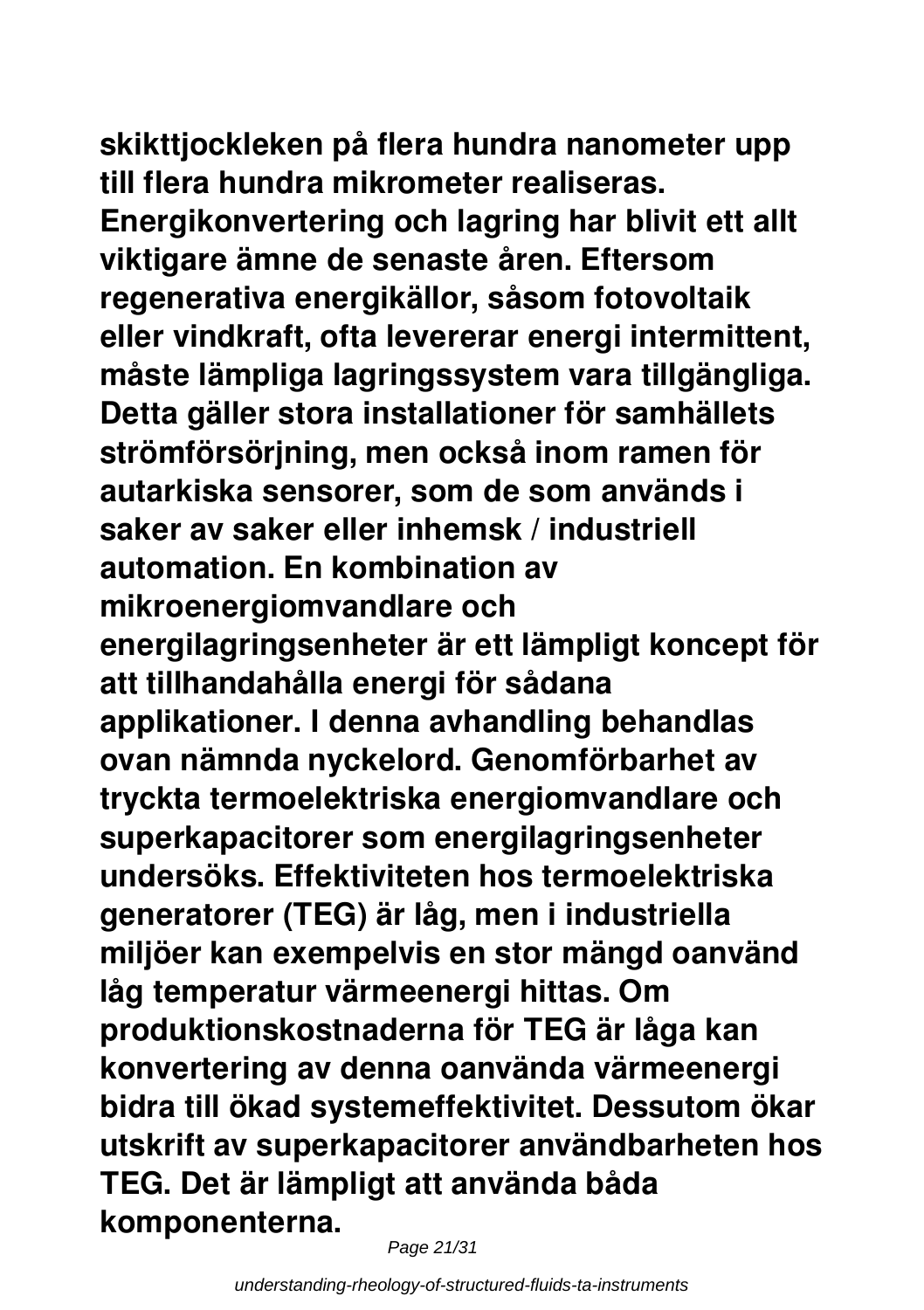**skikttjockleken på flera hundra nanometer upp till flera hundra mikrometer realiseras. Energikonvertering och lagring har blivit ett allt viktigare ämne de senaste åren. Eftersom regenerativa energikällor, såsom fotovoltaik eller vindkraft, ofta levererar energi intermittent, måste lämpliga lagringssystem vara tillgängliga. Detta gäller stora installationer för samhällets strömförsörjning, men också inom ramen för autarkiska sensorer, som de som används i saker av saker eller inhemsk / industriell automation. En kombination av mikroenergiomvandlare och energilagringsenheter är ett lämpligt koncept för att tillhandahålla energi för sådana applikationer. I denna avhandling behandlas ovan nämnda nyckelord. Genomförbarhet av tryckta termoelektriska energiomvandlare och superkapacitorer som energilagringsenheter undersöks. Effektiviteten hos termoelektriska generatorer (TEG) är låg, men i industriella miljöer kan exempelvis en stor mängd oanvänd låg temperatur värmeenergi hittas. Om produktionskostnaderna för TEG är låga kan konvertering av denna oanvända värmeenergi bidra till ökad systemeffektivitet. Dessutom ökar utskrift av superkapacitorer användbarheten hos TEG. Det är lämpligt att använda båda komponenterna.**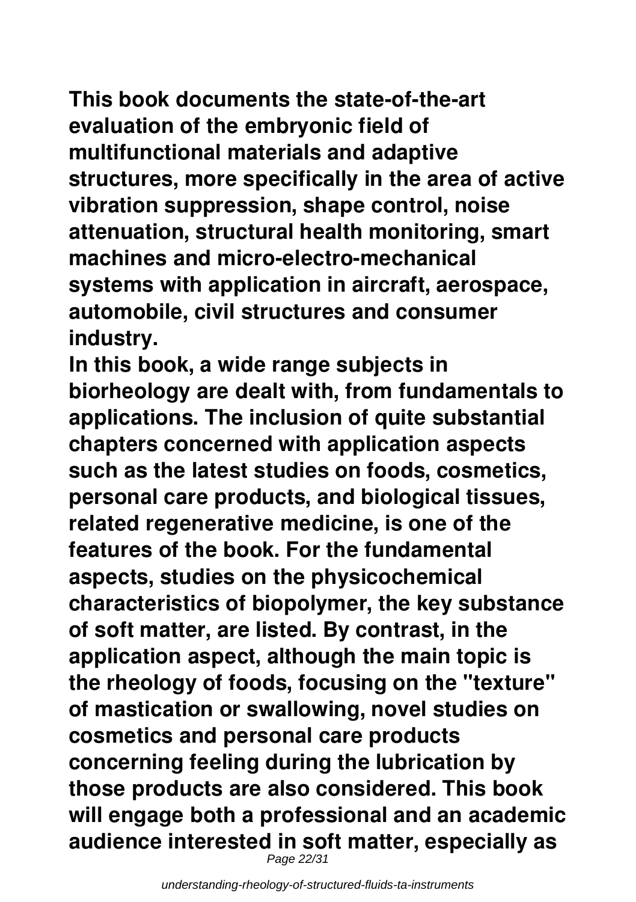**This book documents the state-of-the-art evaluation of the embryonic field of multifunctional materials and adaptive structures, more specifically in the area of active vibration suppression, shape control, noise attenuation, structural health monitoring, smart machines and micro-electro-mechanical systems with application in aircraft, aerospace, automobile, civil structures and consumer industry.**

**In this book, a wide range subjects in biorheology are dealt with, from fundamentals to applications. The inclusion of quite substantial chapters concerned with application aspects such as the latest studies on foods, cosmetics, personal care products, and biological tissues, related regenerative medicine, is one of the features of the book. For the fundamental aspects, studies on the physicochemical characteristics of biopolymer, the key substance of soft matter, are listed. By contrast, in the application aspect, although the main topic is the rheology of foods, focusing on the "texture" of mastication or swallowing, novel studies on cosmetics and personal care products concerning feeling during the lubrication by those products are also considered. This book will engage both a professional and an academic audience interested in soft matter, especially as**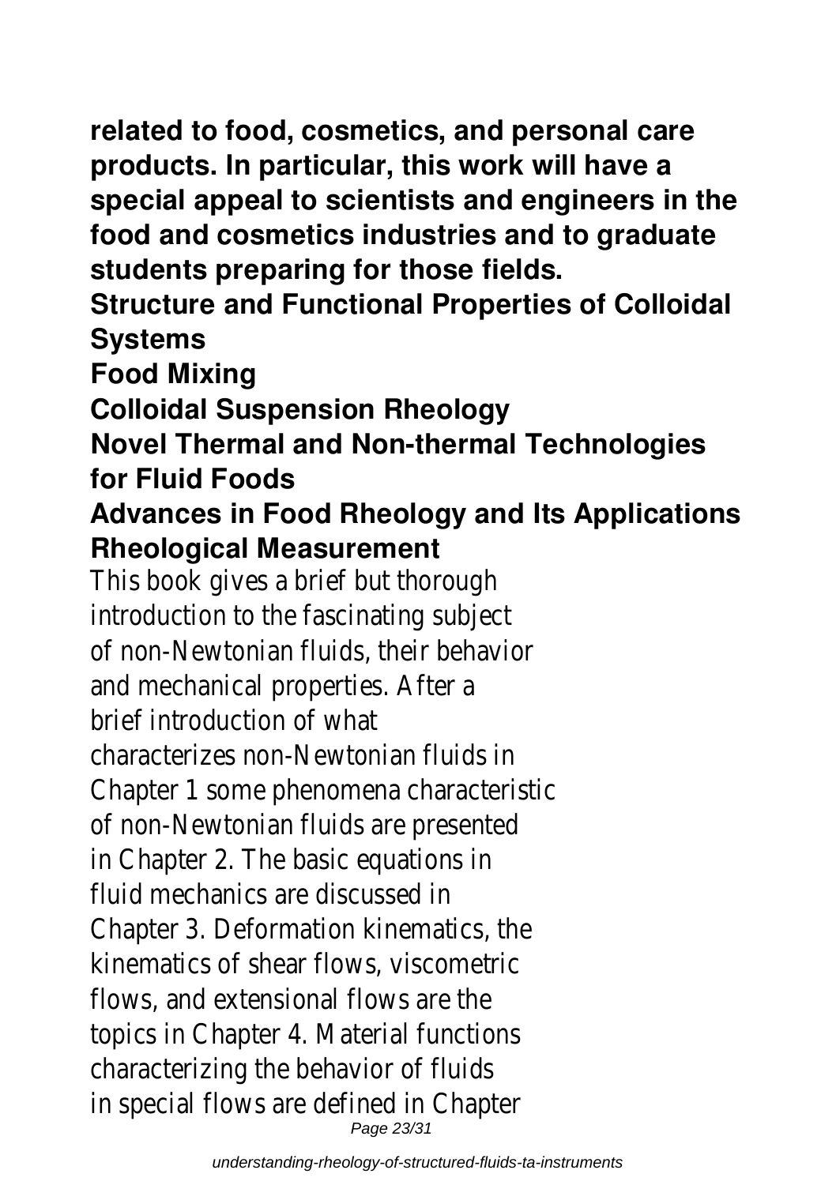**related to food, cosmetics, and personal care products. In particular, this work will have a special appeal to scientists and engineers in the food and cosmetics industries and to graduate students preparing for those fields.**

**Structure and Functional Properties of Colloidal Systems**

**Food Mixing**

**Colloidal Suspension Rheology**

**Novel Thermal and Non-thermal Technologies for Fluid Foods**

**Advances in Food Rheology and Its Applications**

**Rheological Measurement**

This book gives a brief but thorough introduction to the fascinating subject of non-Newtonian fluids, their behavior and mechanical properties. After a brief introduction of what characterizes non-Newtonian fluids in Chapter 1 some phenomena characteristic of non-Newtonian fluids are presented in Chapter 2. The basic equations in fluid mechanics are discussed in Chapter 3. Deformation kinematics, the kinematics of shear flows, viscometric flows, and extensional flows are the topics in Chapter 4. Material functions characterizing the behavior of fluids in special flows are defined in Chapter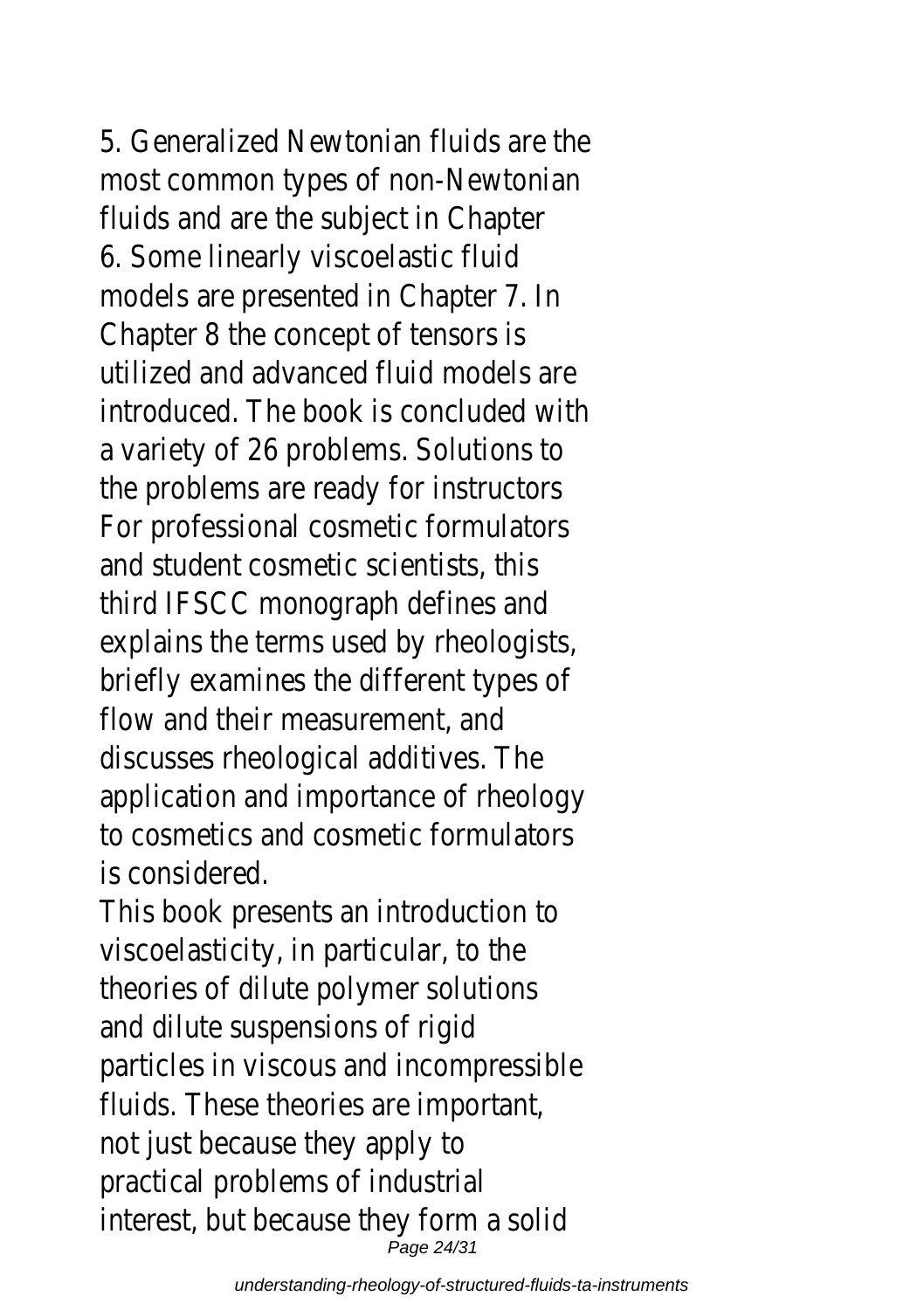5. Generalized Newtonian fluids are the most common types of non-Newtonian fluids and are the subject in Chapter 6. Some linearly viscoelastic fluid models are presented in Chapter 7. In Chapter 8 the concept of tensors is utilized and advanced fluid models are introduced. The book is concluded with a variety of 26 problems. Solutions to the problems are ready for instructors

For professional cosmetic formulators and student cosmetic scientists, this third IFSCC monograph defines and explains the terms used by rheologists, briefly examines the different types of flow and their measurement, and discusses rheological additives. The application and importance of rheology to cosmetics and cosmetic formulators is considered.

This book presents an introduction to viscoelasticity, in particular, to the theories of dilute polymer solutions and dilute suspensions of rigid particles in viscous and incompressible fluids. These theories are important, not just because they apply to practical problems of industrial interest, but because they form a solid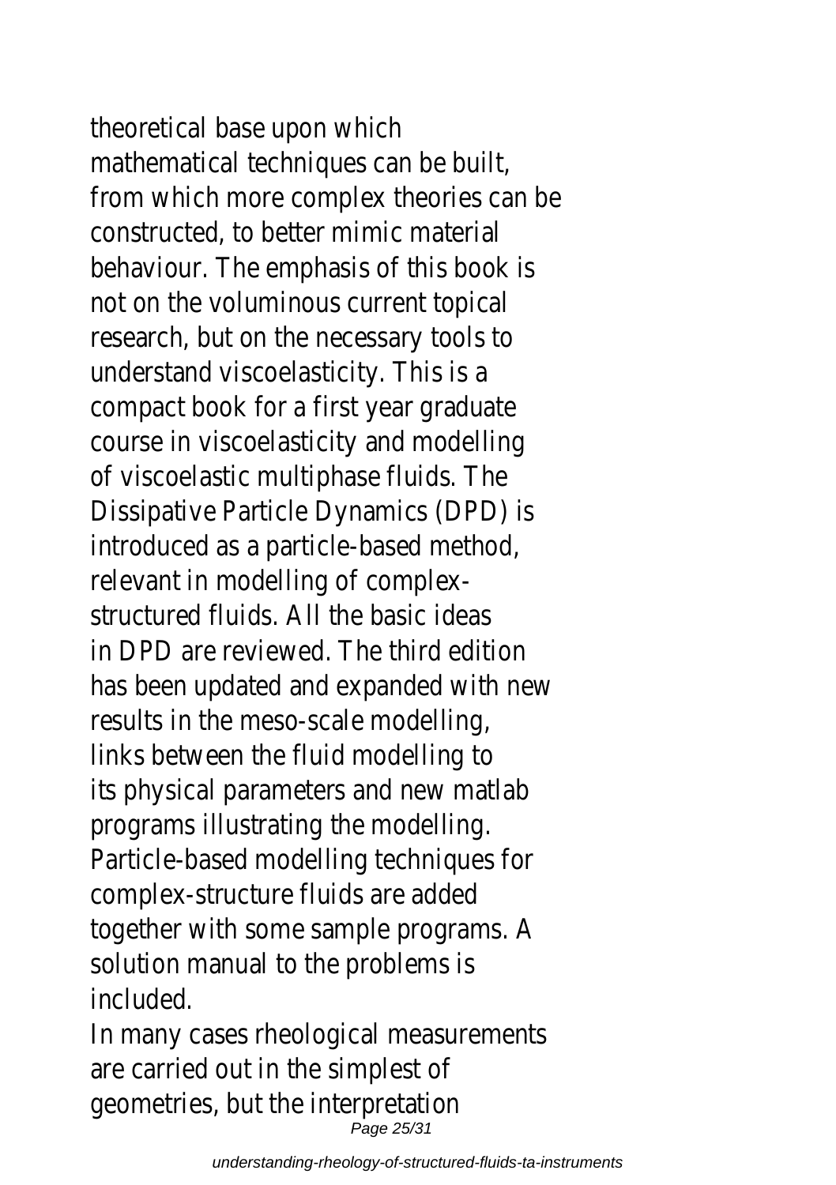theoretical base upon which mathematical techniques can be built, from which more complex theories can be constructed, to better mimic material behaviour. The emphasis of this book is not on the voluminous current topical research, but on the necessary tools to understand viscoelasticity. This is a compact book for a first year graduate course in viscoelasticity and modelling of viscoelastic multiphase fluids. The Dissipative Particle Dynamics (DPD) is introduced as a particle-based method, relevant in modelling of complex-structured fluids. All the basic ideas in DPD are reviewed. The third edition has been updated and expanded with new results in the meso-scale modelling, links between the fluid modelling to its physical parameters and new matlab programs illustrating the modelling. Particle-based modelling techniques for complex-structure fluids are added together with some sample programs. A solution manual to the problems is included.

In many cases rheological measurements are carried out in the simplest of geometries, but the interpretation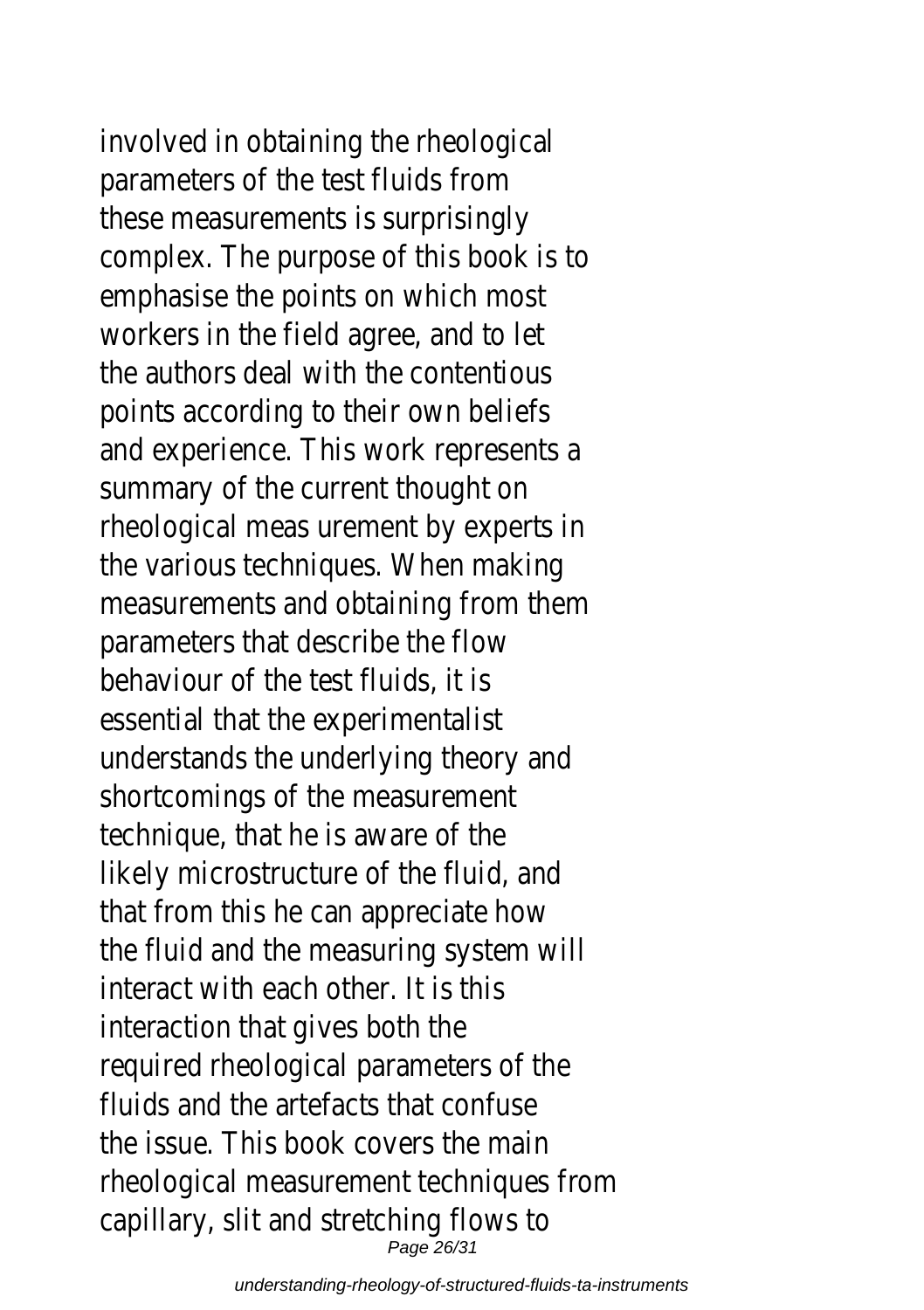involved in obtaining the rheological parameters of the test fluids from these measurements is surprisingly complex. The purpose of this book is to emphasise the points on which most workers in the field agree, and to let the authors deal with the contentious points according to their own beliefs and experience. This work represents a summary of the current thought on rheological meas urement by experts in the various techniques. When making measurements and obtaining from them parameters that describe the flow behaviour of the test fluids, it is essential that the experimentalist understands the underlying theory and shortcomings of the measurement technique, that he is aware of the likely microstructure of the fluid, and that from this he can appreciate how the fluid and the measuring system will interact with each other. It is this interaction that gives both the required rheological parameters of the fluids and the artefacts that confuse the issue. This book covers the main rheological measurement techniques from capillary, slit and stretching flows to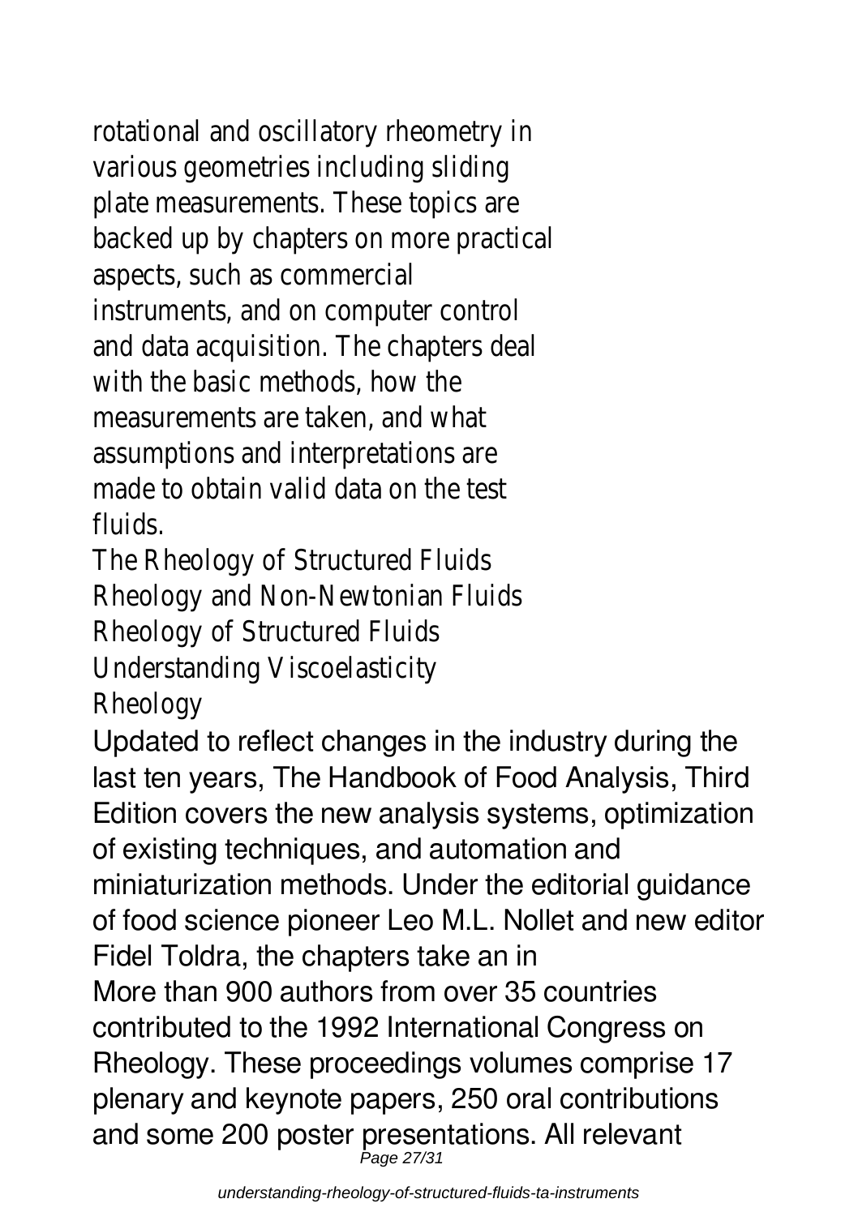rotational and oscillatory rheometry in various geometries including sliding plate measurements. These topics are backed up by chapters on more practical aspects, such as commercial instruments, and on computer control and data acquisition. The chapters deal with the basic methods, how the measurements are taken, and what assumptions and interpretations are made to obtain valid data on the test fluids.

The Rheology of Structured Fluids
Rheology and Non-Newtonian Fluids
Rheology of Structured Fluids
Understanding Viscoelasticity
Rheology

Updated to reflect changes in the industry during the last ten years, The Handbook of Food Analysis, Third Edition covers the new analysis systems, optimization of existing techniques, and automation and miniaturization methods. Under the editorial guidance of food science pioneer Leo M.L. Nollet and new editor Fidel Toldra, the chapters take an in

More than 900 authors from over 35 countries contributed to the 1992 International Congress on Rheology. These proceedings volumes comprise 17 plenary and keynote papers, 250 oral contributions and some 200 poster presentations. All relevant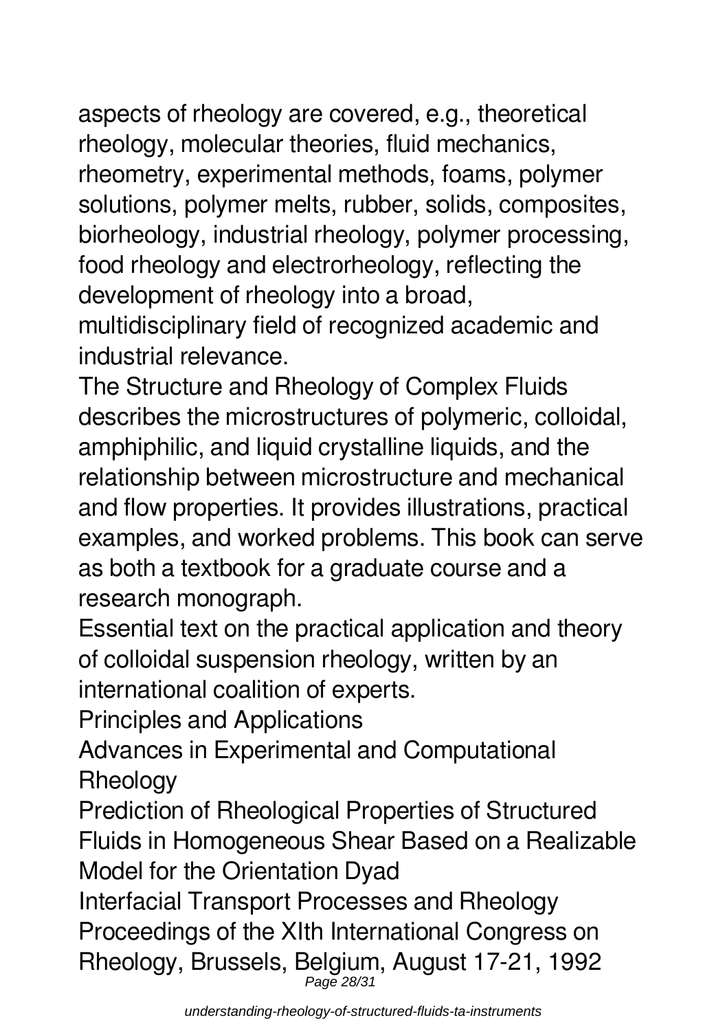aspects of rheology are covered, e.g., theoretical rheology, molecular theories, fluid mechanics, rheometry, experimental methods, foams, polymer solutions, polymer melts, rubber, solids, composites, biorheology, industrial rheology, polymer processing, food rheology and electrorheology, reflecting the development of rheology into a broad, multidisciplinary field of recognized academic and industrial relevance.

The Structure and Rheology of Complex Fluids describes the microstructures of polymeric, colloidal, amphiphilic, and liquid crystalline liquids, and the relationship between microstructure and mechanical and flow properties. It provides illustrations, practical examples, and worked problems. This book can serve as both a textbook for a graduate course and a research monograph.

Essential text on the practical application and theory of colloidal suspension rheology, written by an international coalition of experts.

Principles and Applications

Advances in Experimental and Computational Rheology

Prediction of Rheological Properties of Structured Fluids in Homogeneous Shear Based on a Realizable Model for the Orientation Dyad

Interfacial Transport Processes and Rheology

Proceedings of the XIth International Congress on Rheology, Brussels, Belgium, August 17-21, 1992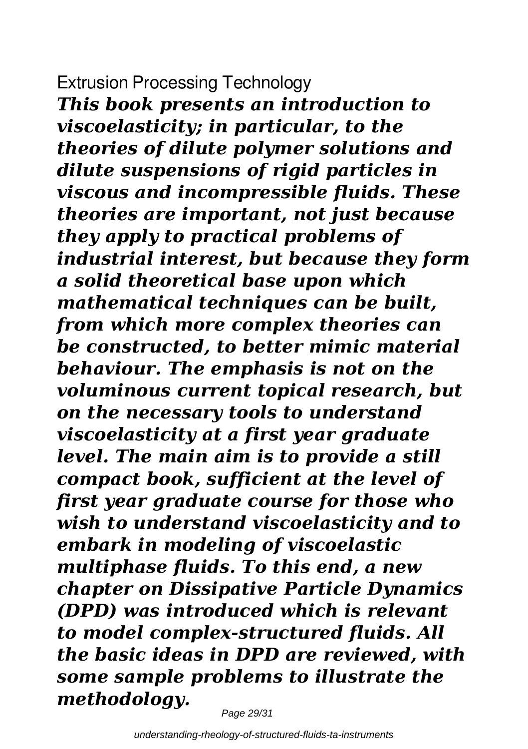## Extrusion Processing Technology

***This book presents an introduction to viscoelasticity; in particular, to the theories of dilute polymer solutions and dilute suspensions of rigid particles in viscous and incompressible fluids. These theories are important, not just because they apply to practical problems of industrial interest, but because they form a solid theoretical base upon which mathematical techniques can be built, from which more complex theories can be constructed, to better mimic material behaviour. The emphasis is not on the voluminous current topical research, but on the necessary tools to understand viscoelasticity at a first year graduate level. The main aim is to provide a still compact book, sufficient at the level of first year graduate course for those who wish to understand viscoelasticity and to embark in modeling of viscoelastic multiphase fluids. To this end, a new chapter on Dissipative Particle Dynamics (DPD) was introduced which is relevant to model complex-structured fluids. All the basic ideas in DPD are reviewed, with some sample problems to illustrate the methodology.***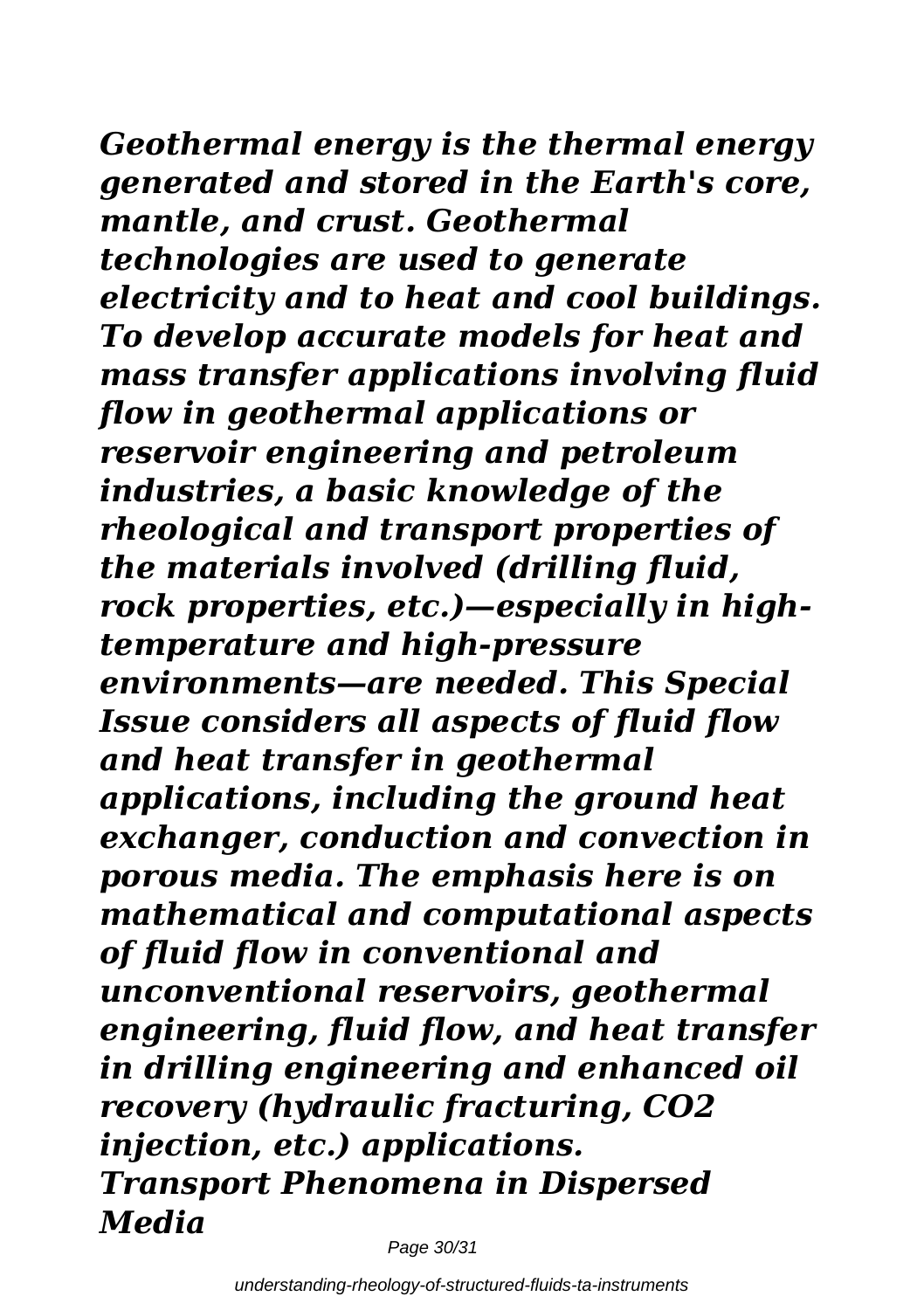*Geothermal energy is the thermal energy generated and stored in the Earth's core, mantle, and crust. Geothermal technologies are used to generate electricity and to heat and cool buildings. To develop accurate models for heat and mass transfer applications involving fluid flow in geothermal applications or reservoir engineering and petroleum industries, a basic knowledge of the rheological and transport properties of the materials involved (drilling fluid, rock properties, etc.)—especially in high-temperature and high-pressure environments—are needed. This Special Issue considers all aspects of fluid flow and heat transfer in geothermal applications, including the ground heat exchanger, conduction and convection in porous media. The emphasis here is on mathematical and computational aspects of fluid flow in conventional and unconventional reservoirs, geothermal engineering, fluid flow, and heat transfer in drilling engineering and enhanced oil recovery (hydraulic fracturing, $CO_2$ injection, etc.) applications.*

***Transport Phenomena in Dispersed Media***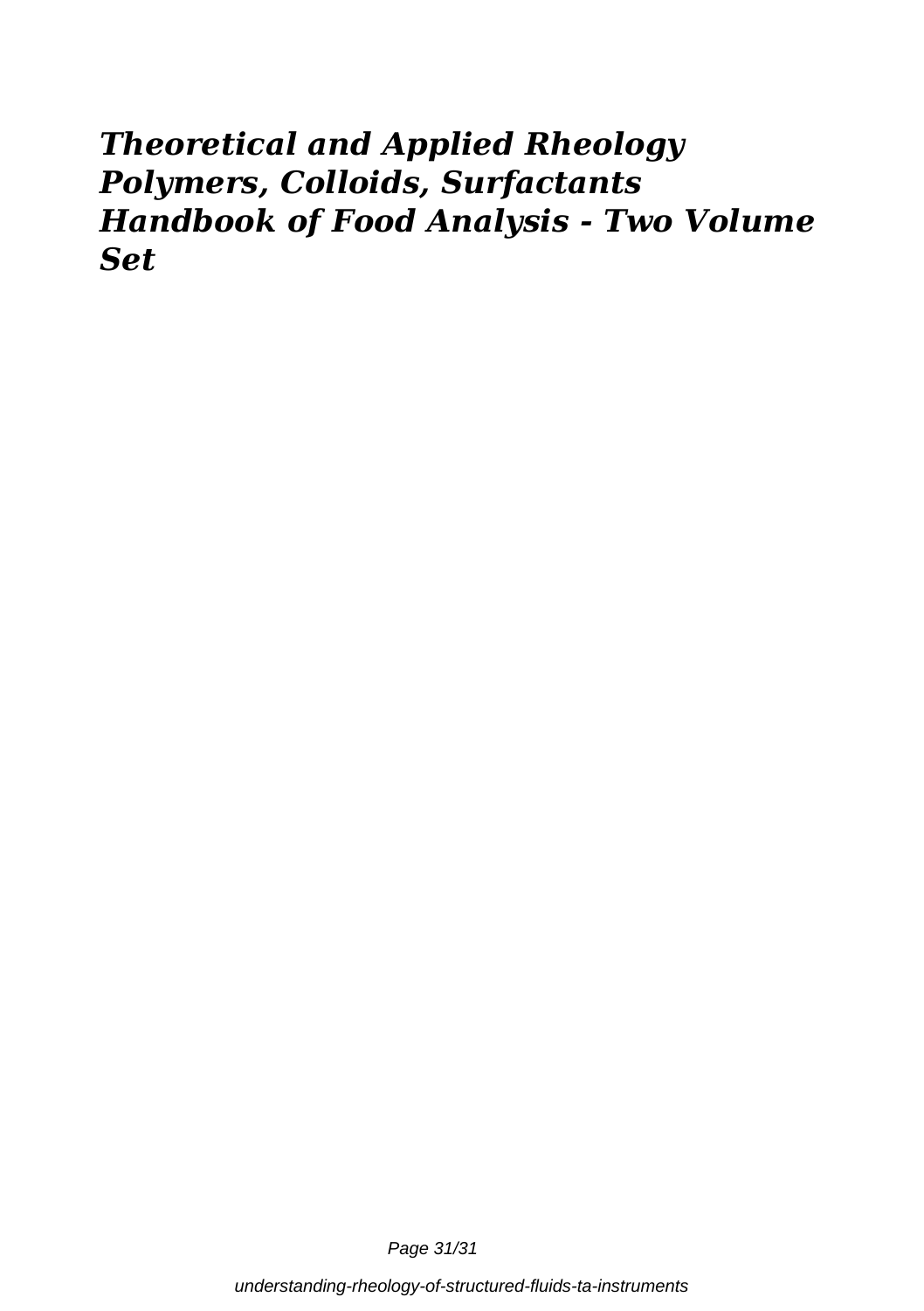***Theoretical and Applied Rheology***
***Polymers, Colloids, Surfactants***
***Handbook of Food Analysis - Two Volume Set***